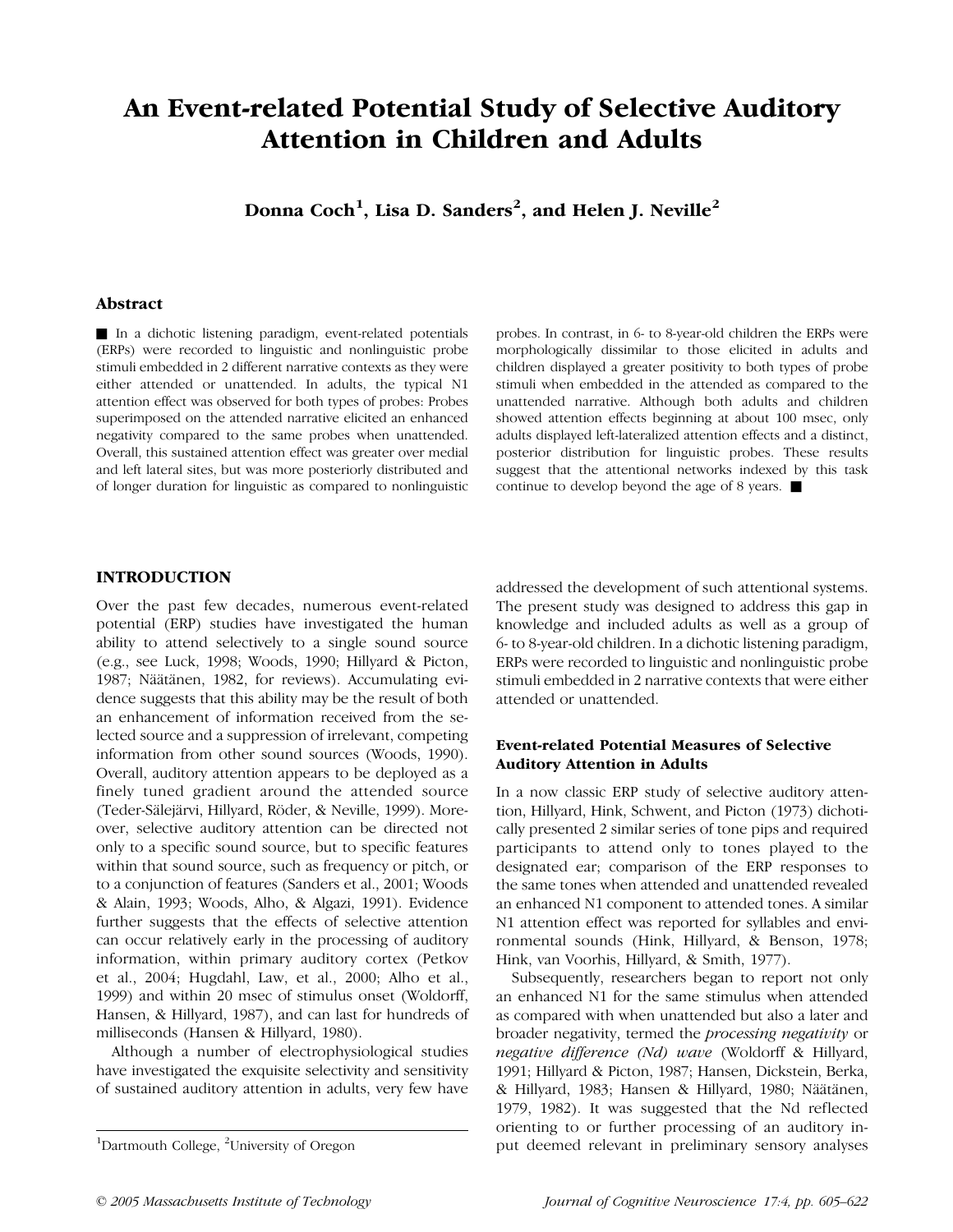# An Event-related Potential Study of Selective Auditory Attention in Children and Adults

**Donna Coch[1], Lisa D. Sanders[2], and Helen J. Neville[2]**

## Abstract

■ In a dichotic listening paradigm, event-related potentials (ERPs) were recorded to linguistic and nonlinguistic probe stimuli embedded in 2 different narrative contexts as they were either attended or unattended. In adults, the typical N1 attention effect was observed for both types of probes: Probes superimposed on the attended narrative elicited an enhanced negativity compared to the same probes when unattended. Overall, this sustained attention effect was greater over medial and left lateral sites, but was more posteriorly distributed and of longer duration for linguistic as compared to nonlinguistic probes. In contrast, in 6- to 8-year-old children the ERPs were morphologically dissimilar to those elicited in adults and children displayed a greater positivity to both types of probe stimuli when embedded in the attended as compared to the unattended narrative. Although both adults and children showed attention effects beginning at about 100 msec, only adults displayed left-lateralized attention effects and a distinct, posterior distribution for linguistic probes. These results suggest that the attentional networks indexed by this task continue to develop beyond the age of 8 years. ■

## INTRODUCTION

Over the past few decades, numerous event-related potential (ERP) studies have investigated the human ability to attend selectively to a single sound source (e.g., see Luck, 1998; Woods, 1990; Hillyard & Picton, 1987; Näätänen, 1982, for reviews). Accumulating evidence suggests that this ability may be the result of both an enhancement of information received from the selected source and a suppression of irrelevant, competing information from other sound sources (Woods, 1990). Overall, auditory attention appears to be deployed as a finely tuned gradient around the attended source (Teder-Sälejärvi, Hillyard, Röder, & Neville, 1999). Moreover, selective auditory attention can be directed not only to a specific sound source, but to specific features within that sound source, such as frequency or pitch, or to a conjunction of features (Sanders et al., 2001; Woods & Alain, 1993; Woods, Alho, & Algazi, 1991). Evidence further suggests that the effects of selective attention can occur relatively early in the processing of auditory information, within primary auditory cortex (Petkov et al., 2004; Hugdahl, Law, et al., 2000; Alho et al., 1999) and within 20 msec of stimulus onset (Woldorff, Hansen, & Hillyard, 1987), and can last for hundreds of milliseconds (Hansen & Hillyard, 1980).

Although a number of electrophysiological studies have investigated the exquisite selectivity and sensitivity of sustained auditory attention in adults, very few have addressed the development of such attentional systems. The present study was designed to address this gap in knowledge and included adults as well as a group of 6- to 8-year-old children. In a dichotic listening paradigm, ERPs were recorded to linguistic and nonlinguistic probe stimuli embedded in 2 narrative contexts that were either attended or unattended.

### Event-related Potential Measures of Selective Auditory Attention in Adults

In a now classic ERP study of selective auditory attention, Hillyard, Hink, Schwent, and Picton (1973) dichotically presented 2 similar series of tone pips and required participants to attend only to tones played to the designated ear; comparison of the ERP responses to the same tones when attended and unattended revealed an enhanced N1 component to attended tones. A similar N1 attention effect was reported for syllables and environmental sounds (Hink, Hillyard, & Benson, 1978; Hink, van Voorhis, Hillyard, & Smith, 1977).

Subsequently, researchers began to report not only an enhanced N1 for the same stimulus when attended as compared with when unattended but also a later and broader negativity, termed the *processing negativity* or *negative difference (Nd) wave* (Woldorff & Hillyard, 1991; Hillyard & Picton, 1987; Hansen, Dickstein, Berka, & Hillyard, 1983; Hansen & Hillyard, 1980; Näätänen, 1979, 1982). It was suggested that the Nd reflected orienting to or further processing of an auditory input deemed relevant in preliminary sensory analyses

[1]Dartmouth College, [2]University of Oregon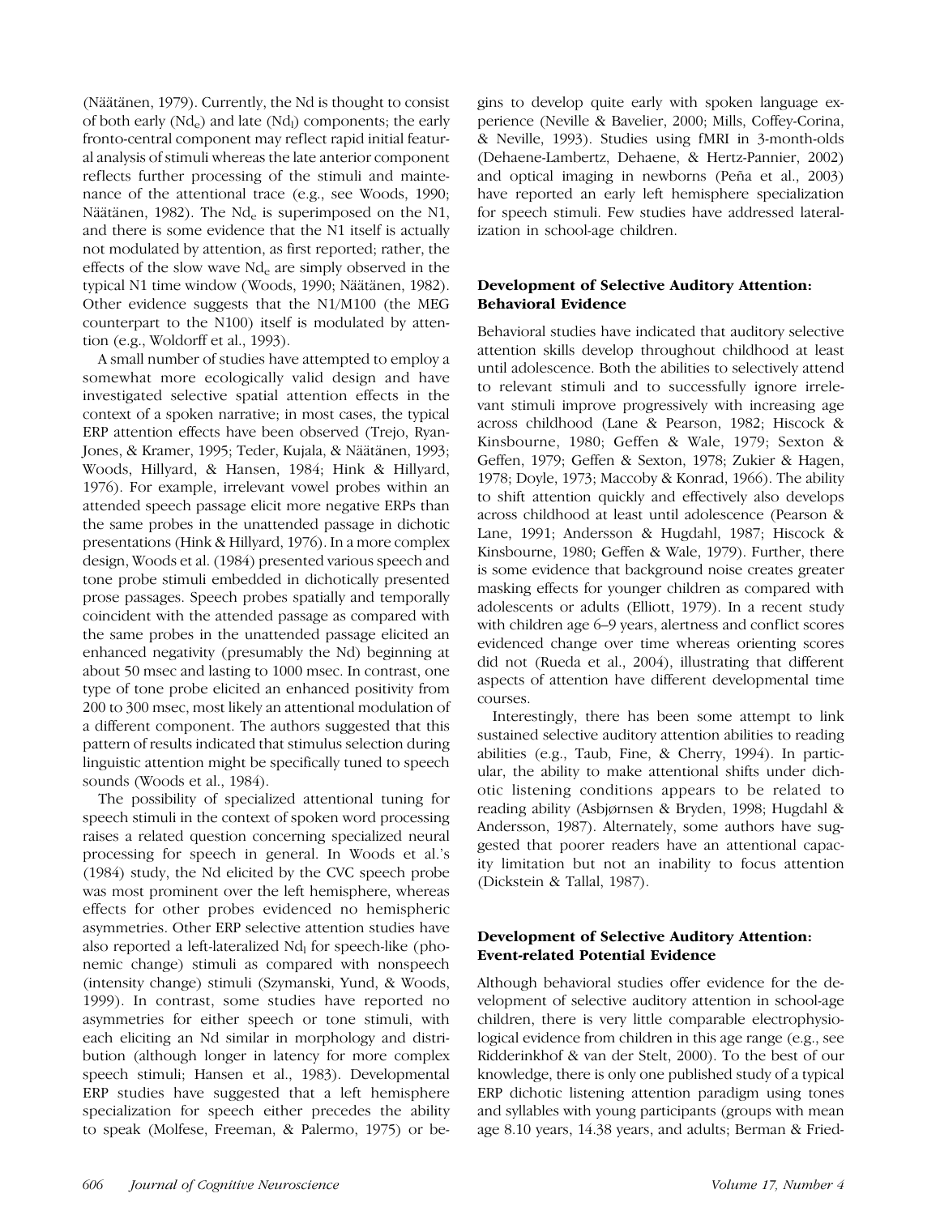(Näätänen, 1979). Currently, the Nd is thought to consist of both early ($Nd_e$) and late ($Nd_l$) components; the early fronto-central component may reflect rapid initial featural analysis of stimuli whereas the late anterior component reflects further processing of the stimuli and maintenance of the attentional trace (e.g., see Woods, 1990; Näätänen, 1982). The $Nd_e$ is superimposed on the N1, and there is some evidence that the N1 itself is actually not modulated by attention, as first reported; rather, the effects of the slow wave $Nd_e$ are simply observed in the typical N1 time window (Woods, 1990; Näätänen, 1982). Other evidence suggests that the N1/M100 (the MEG counterpart to the N100) itself is modulated by attention (e.g., Woldorff et al., 1993).

A small number of studies have attempted to employ a somewhat more ecologically valid design and have investigated selective spatial attention effects in the context of a spoken narrative; in most cases, the typical ERP attention effects have been observed (Trejo, Ryan-Jones, & Kramer, 1995; Teder, Kujala, & Näätänen, 1993; Woods, Hillyard, & Hansen, 1984; Hink & Hillyard, 1976). For example, irrelevant vowel probes within an attended speech passage elicit more negative ERPs than the same probes in the unattended passage in dichotic presentations (Hink & Hillyard, 1976). In a more complex design, Woods et al. (1984) presented various speech and tone probe stimuli embedded in dichotically presented prose passages. Speech probes spatially and temporally coincident with the attended passage as compared with the same probes in the unattended passage elicited an enhanced negativity (presumably the Nd) beginning at about 50 msec and lasting to 1000 msec. In contrast, one type of tone probe elicited an enhanced positivity from 200 to 300 msec, most likely an attentional modulation of a different component. The authors suggested that this pattern of results indicated that stimulus selection during linguistic attention might be specifically tuned to speech sounds (Woods et al., 1984).

The possibility of specialized attentional tuning for speech stimuli in the context of spoken word processing raises a related question concerning specialized neural processing for speech in general. In Woods et al.'s (1984) study, the Nd elicited by the CVC speech probe was most prominent over the left hemisphere, whereas effects for other probes evidenced no hemispheric asymmetries. Other ERP selective attention studies have also reported a left-lateralized $Nd_l$ for speech-like (phonemic change) stimuli as compared with nonspeech (intensity change) stimuli (Szymanski, Yund, & Woods, 1999). In contrast, some studies have reported no asymmetries for either speech or tone stimuli, with each eliciting an Nd similar in morphology and distribution (although longer in latency for more complex speech stimuli; Hansen et al., 1983). Developmental ERP studies have suggested that a left hemisphere specialization for speech either precedes the ability to speak (Molfese, Freeman, & Palermo, 1975) or begins to develop quite early with spoken language experience (Neville & Bavelier, 2000; Mills, Coffey-Corina, & Neville, 1993). Studies using fMRI in 3-month-olds (Dehaene-Lambertz, Dehaene, & Hertz-Pannier, 2002) and optical imaging in newborns (Peña et al., 2003) have reported an early left hemisphere specialization for speech stimuli. Few studies have addressed lateralization in school-age children.

### Development of Selective Auditory Attention: Behavioral Evidence

Behavioral studies have indicated that auditory selective attention skills develop throughout childhood at least until adolescence. Both the abilities to selectively attend to relevant stimuli and to successfully ignore irrelevant stimuli improve progressively with increasing age across childhood (Lane & Pearson, 1982; Hiscock & Kinsbourne, 1980; Geffen & Wale, 1979; Sexton & Geffen, 1979; Geffen & Sexton, 1978; Zukier & Hagen, 1978; Doyle, 1973; Maccoby & Konrad, 1966). The ability to shift attention quickly and effectively also develops across childhood at least until adolescence (Pearson & Lane, 1991; Andersson & Hugdahl, 1987; Hiscock & Kinsbourne, 1980; Geffen & Wale, 1979). Further, there is some evidence that background noise creates greater masking effects for younger children as compared with adolescents or adults (Elliott, 1979). In a recent study with children age 6–9 years, alertness and conflict scores evidenced change over time whereas orienting scores did not (Rueda et al., 2004), illustrating that different aspects of attention have different developmental time courses.

Interestingly, there has been some attempt to link sustained selective auditory attention abilities to reading abilities (e.g., Taub, Fine, & Cherry, 1994). In particular, the ability to make attentional shifts under dichotic listening conditions appears to be related to reading ability (Asbjørnsen & Bryden, 1998; Hugdahl & Andersson, 1987). Alternately, some authors have suggested that poorer readers have an attentional capacity limitation but not an inability to focus attention (Dickstein & Tallal, 1987).

### Development of Selective Auditory Attention: Event-related Potential Evidence

Although behavioral studies offer evidence for the development of selective auditory attention in school-age children, there is very little comparable electrophysiological evidence from children in this age range (e.g., see Ridderinkhof & van der Stelt, 2000). To the best of our knowledge, there is only one published study of a typical ERP dichotic listening attention paradigm using tones and syllables with young participants (groups with mean age 8.10 years, 14.38 years, and adults; Berman & Fried-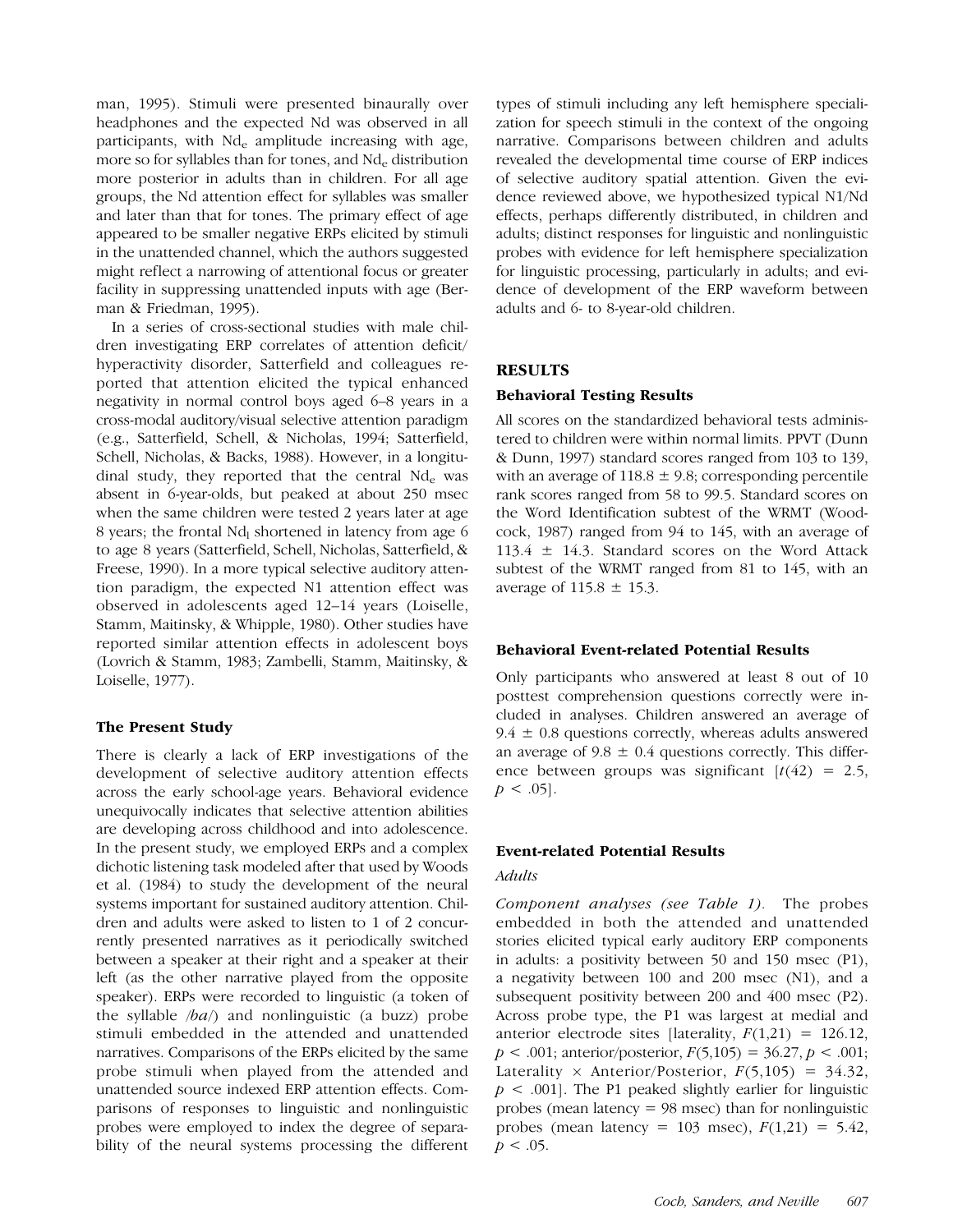man, 1995). Stimuli were presented binaurally over headphones and the expected Nd was observed in all participants, with $Nd_e$ amplitude increasing with age, more so for syllables than for tones, and $Nd_e$ distribution more posterior in adults than in children. For all age groups, the Nd attention effect for syllables was smaller and later than that for tones. The primary effect of age appeared to be smaller negative ERPs elicited by stimuli in the unattended channel, which the authors suggested might reflect a narrowing of attentional focus or greater facility in suppressing unattended inputs with age (Berman & Friedman, 1995).

In a series of cross-sectional studies with male children investigating ERP correlates of attention deficit/hyperactivity disorder, Satterfield and colleagues reported that attention elicited the typical enhanced negativity in normal control boys aged 6–8 years in a cross-modal auditory/visual selective attention paradigm (e.g., Satterfield, Schell, & Nicholas, 1994; Satterfield, Schell, Nicholas, & Backs, 1988). However, in a longitudinal study, they reported that the central $Nd_e$ was absent in 6-year-olds, but peaked at about 250 msec when the same children were tested 2 years later at age 8 years; the frontal $Nd_l$ shortened in latency from age 6 to age 8 years (Satterfield, Schell, Nicholas, Satterfield, & Freese, 1990). In a more typical selective auditory attention paradigm, the expected N1 attention effect was observed in adolescents aged 12–14 years (Loiselle, Stamm, Maitinsky, & Whipple, 1980). Other studies have reported similar attention effects in adolescent boys (Lovrich & Stamm, 1983; Zambelli, Stamm, Maitinsky, & Loiselle, 1977).

### The Present Study

There is clearly a lack of ERP investigations of the development of selective auditory attention effects across the early school-age years. Behavioral evidence unequivocally indicates that selective attention abilities are developing across childhood and into adolescence. In the present study, we employed ERPs and a complex dichotic listening task modeled after that used by Woods et al. (1984) to study the development of the neural systems important for sustained auditory attention. Children and adults were asked to listen to 1 of 2 concurrently presented narratives as it periodically switched between a speaker at their right and a speaker at their left (as the other narrative played from the opposite speaker). ERPs were recorded to linguistic (a token of the syllable */ba/*) and nonlinguistic (a buzz) probe stimuli embedded in the attended and unattended narratives. Comparisons of the ERPs elicited by the same probe stimuli when played from the attended and unattended source indexed ERP attention effects. Comparisons of responses to linguistic and nonlinguistic probes were employed to index the degree of separability of the neural systems processing the different types of stimuli including any left hemisphere specialization for speech stimuli in the context of the ongoing narrative. Comparisons between children and adults revealed the developmental time course of ERP indices of selective auditory spatial attention. Given the evidence reviewed above, we hypothesized typical N1/Nd effects, perhaps differently distributed, in children and adults; distinct responses for linguistic and nonlinguistic probes with evidence for left hemisphere specialization for linguistic processing, particularly in adults; and evidence of development of the ERP waveform between adults and 6- to 8-year-old children.

## RESULTS

### Behavioral Testing Results

All scores on the standardized behavioral tests administered to children were within normal limits. PPVT (Dunn & Dunn, 1997) standard scores ranged from 103 to 139, with an average of $118.8 \pm 9.8$; corresponding percentile rank scores ranged from 58 to 99.5. Standard scores on the Word Identification subtest of the WRMT (Woodcock, 1987) ranged from 94 to 145, with an average of $113.4 \pm 14.3$. Standard scores on the Word Attack subtest of the WRMT ranged from 81 to 145, with an average of $115.8 \pm 15.3$.

### Behavioral Event-related Potential Results

Only participants who answered at least 8 out of 10 posttest comprehension questions correctly were included in analyses. Children answered an average of $9.4 \pm 0.8$ questions correctly, whereas adults answered an average of $9.8 \pm 0.4$ questions correctly. This difference between groups was significant [$t(42) = 2.5$, $p < .05$].

### Event-related Potential Results

#### *Adults*

*Component analyses (see Table 1).* The probes embedded in both the attended and unattended stories elicited typical early auditory ERP components in adults: a positivity between 50 and 150 msec (P1), a negativity between 100 and 200 msec (N1), and a subsequent positivity between 200 and 400 msec (P2). Across probe type, the P1 was largest at medial and anterior electrode sites [laterality, $F(1,21) = 126.12$, $p < .001$; anterior/posterior, $F(5,105) = 36.27$, $p < .001$; Laterality × Anterior/Posterior, $F(5,105) = 34.32$, $p < .001$]. The P1 peaked slightly earlier for linguistic probes (mean latency = 98 msec) than for nonlinguistic probes (mean latency = 103 msec), $F(1,21) = 5.42$, $p < .05$.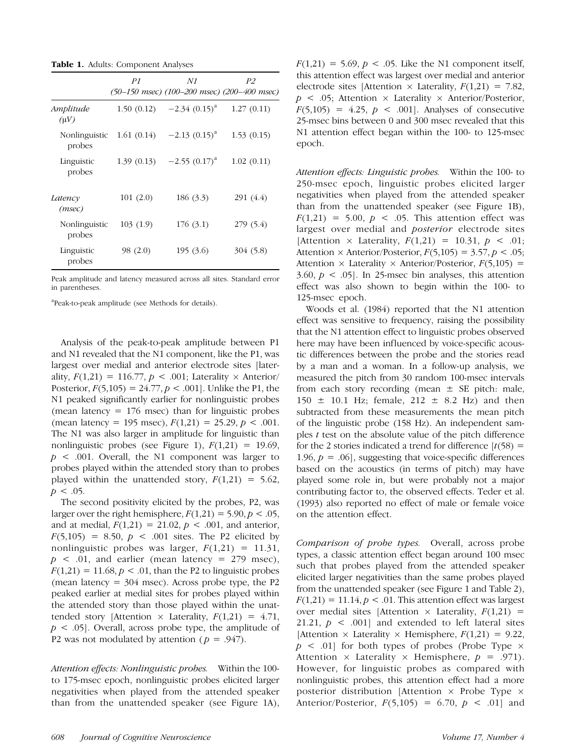**Table 1.** Adults: Component Analyses

| | P1 (50–150 msec) | N1 (100–200 msec) | P2 (200–400 msec) |
|---|---|---|---|
| *Amplitude* (μV) | 1.50 (0.12) | −2.34 (0.15)[a] | 1.27 (0.11) |
| Nonlinguistic probes | 1.61 (0.14) | −2.13 (0.15)[a] | 1.53 (0.15) |
| Linguistic probes | 1.39 (0.13) | −2.55 (0.17)[a] | 1.02 (0.11) |
| *Latency* (msec) | 101 (2.0) | 186 (3.3) | 291 (4.4) |
| Nonlinguistic probes | 103 (1.9) | 176 (3.1) | 279 (5.4) |
| Linguistic probes | 98 (2.0) | 195 (3.6) | 304 (5.8) |

Peak amplitude and latency measured across all sites. Standard error in parentheses.

[a]Peak-to-peak amplitude (see Methods for details).

Analysis of the peak-to-peak amplitude between P1 and N1 revealed that the N1 component, like the P1, was largest over medial and anterior electrode sites [laterality, $F(1,21) = 116.77$, $p < .001$; Laterality × Anterior/Posterior, $F(5,105) = 24.77$, $p < .001$]. Unlike the P1, the N1 peaked significantly earlier for nonlinguistic probes (mean latency = 176 msec) than for linguistic probes (mean latency = 195 msec), $F(1,21) = 25.29$, $p < .001$. The N1 was also larger in amplitude for linguistic than nonlinguistic probes (see Figure 1), $F(1,21) = 19.69$, $p < .001$. Overall, the N1 component was larger to probes played within the attended story than to probes played within the unattended story, $F(1,21) = 5.62$, $p < .05$.

The second positivity elicited by the probes, P2, was larger over the right hemisphere, $F(1,21) = 5.90$, $p < .05$, and at medial, $F(1,21) = 21.02$, $p < .001$, and anterior, $F(5,105) = 8.50$, $p < .001$ sites. The P2 elicited by nonlinguistic probes was larger, $F(1,21) = 11.31$, $p < .01$, and earlier (mean latency = 279 msec), $F(1,21) = 11.68$, $p < .01$, than the P2 to linguistic probes (mean latency = 304 msec). Across probe type, the P2 peaked earlier at medial sites for probes played within the attended story than those played within the unattended story [Attention × Laterality, $F(1,21) = 4.71$, $p < .05$]. Overall, across probe type, the amplitude of P2 was not modulated by attention ($p = .947$).

*Attention effects: Nonlinguistic probes.* Within the 100- to 175-msec epoch, nonlinguistic probes elicited larger negativities when played from the attended speaker than from the unattended speaker (see Figure 1A), $F(1,21) = 5.69$, $p < .05$. Like the N1 component itself, this attention effect was largest over medial and anterior electrode sites [Attention × Laterality, $F(1,21) = 7.82$, $p < .05$; Attention × Laterality × Anterior/Posterior, $F(5,105) = 4.25$, $p < .001$]. Analyses of consecutive 25-msec bins between 0 and 300 msec revealed that this N1 attention effect began within the 100- to 125-msec epoch.

*Attention effects: Linguistic probes.* Within the 100- to 250-msec epoch, linguistic probes elicited larger negativities when played from the attended speaker than from the unattended speaker (see Figure 1B), $F(1,21) = 5.00$, $p < .05$. This attention effect was largest over medial and *posterior* electrode sites [Attention × Laterality, $F(1,21) = 10.31$, $p < .01$; Attention × Anterior/Posterior, $F(5,105) = 3.57$, $p < .05$; Attention × Laterality × Anterior/Posterior, $F(5,105) = 3.60$, $p < .05$]. In 25-msec bin analyses, this attention effect was also shown to begin within the 100- to 125-msec epoch.

Woods et al. (1984) reported that the N1 attention effect was sensitive to frequency, raising the possibility that the N1 attention effect to linguistic probes observed here may have been influenced by voice-specific acoustic differences between the probe and the stories read by a man and a woman. In a follow-up analysis, we measured the pitch from 30 random 100-msec intervals from each story recording (mean ± SE pitch: male, 150 ± 10.1 Hz; female, 212 ± 8.2 Hz) and then subtracted from these measurements the mean pitch of the linguistic probe (158 Hz). An independent samples $t$ test on the absolute value of the pitch difference for the 2 stories indicated a trend for difference [$t(58) = 1.96$, $p = .06$], suggesting that voice-specific differences based on the acoustics (in terms of pitch) may have played some role in, but were probably not a major contributing factor to, the observed effects. Teder et al. (1993) also reported no effect of male or female voice on the attention effect.

*Comparison of probe types.* Overall, across probe types, a classic attention effect began around 100 msec such that probes played from the attended speaker elicited larger negativities than the same probes played from the unattended speaker (see Figure 1 and Table 2), $F(1,21) = 11.14$, $p < .01$. This attention effect was largest over medial sites [Attention × Laterality, $F(1,21) = 21.21$, $p < .001$] and extended to left lateral sites [Attention × Laterality × Hemisphere, $F(1,21) = 9.22$, $p < .01$] for both types of probes (Probe Type × Attention × Laterality × Hemisphere, $p = .971$). However, for linguistic probes as compared with nonlinguistic probes, this attention effect had a more posterior distribution [Attention × Probe Type × Anterior/Posterior, $F(5,105) = 6.70$, $p < .01$] and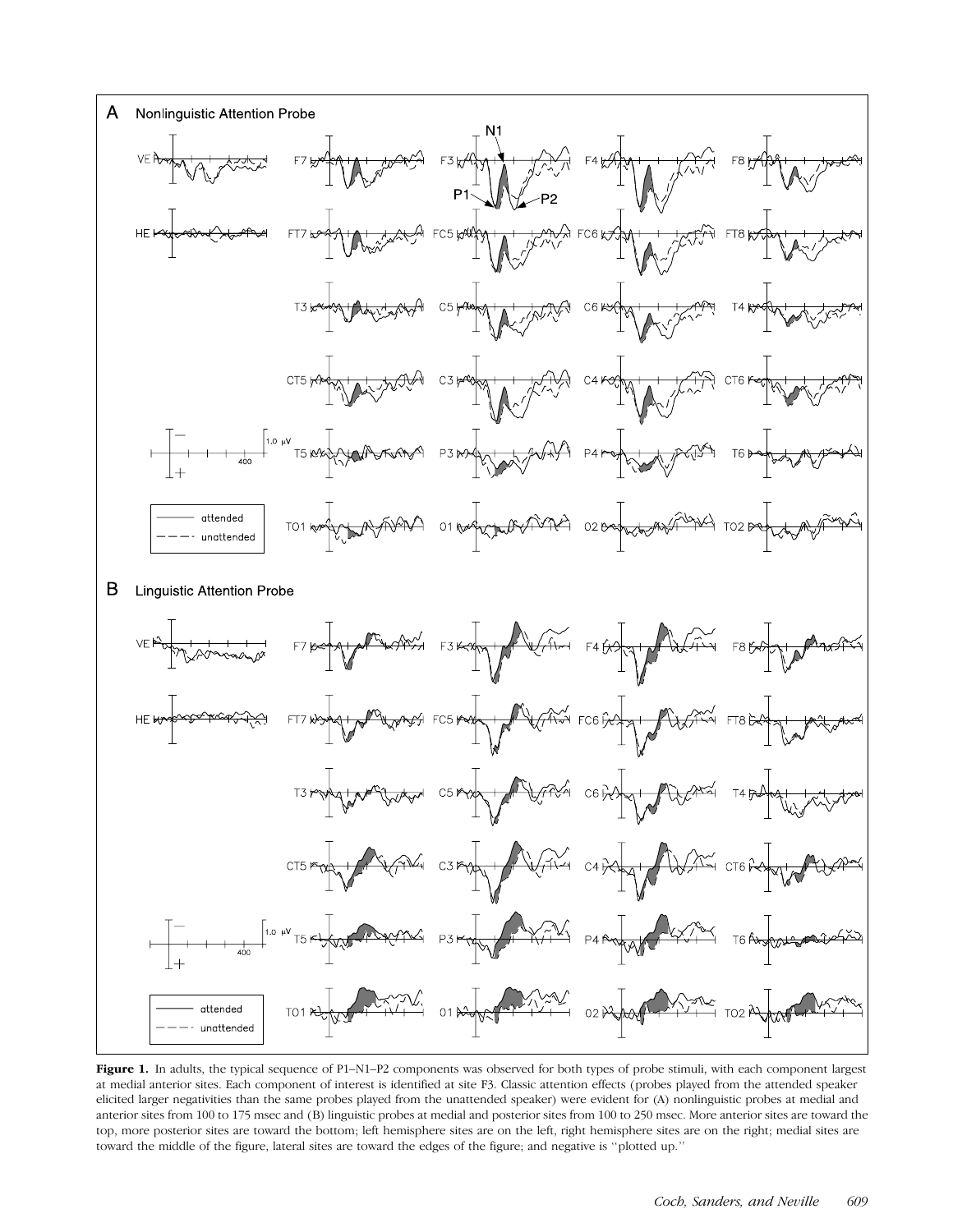**Figure 1.** In adults, the typical sequence of P1–N1–P2 components was observed for both types of probe stimuli, with each component largest at medial anterior sites. Each component of interest is identified at site F3. Classic attention effects (probes played from the attended speaker elicited larger negativities than the same probes played from the unattended speaker) were evident for (A) nonlinguistic probes at medial and anterior sites from 100 to 175 msec and (B) linguistic probes at medial and posterior sites from 100 to 250 msec. More anterior sites are toward the top, more posterior sites are toward the bottom; left hemisphere sites are on the left, right hemisphere sites are on the right; medial sites are toward the middle of the figure, lateral sites are toward the edges of the figure; and negative is ''plotted up.''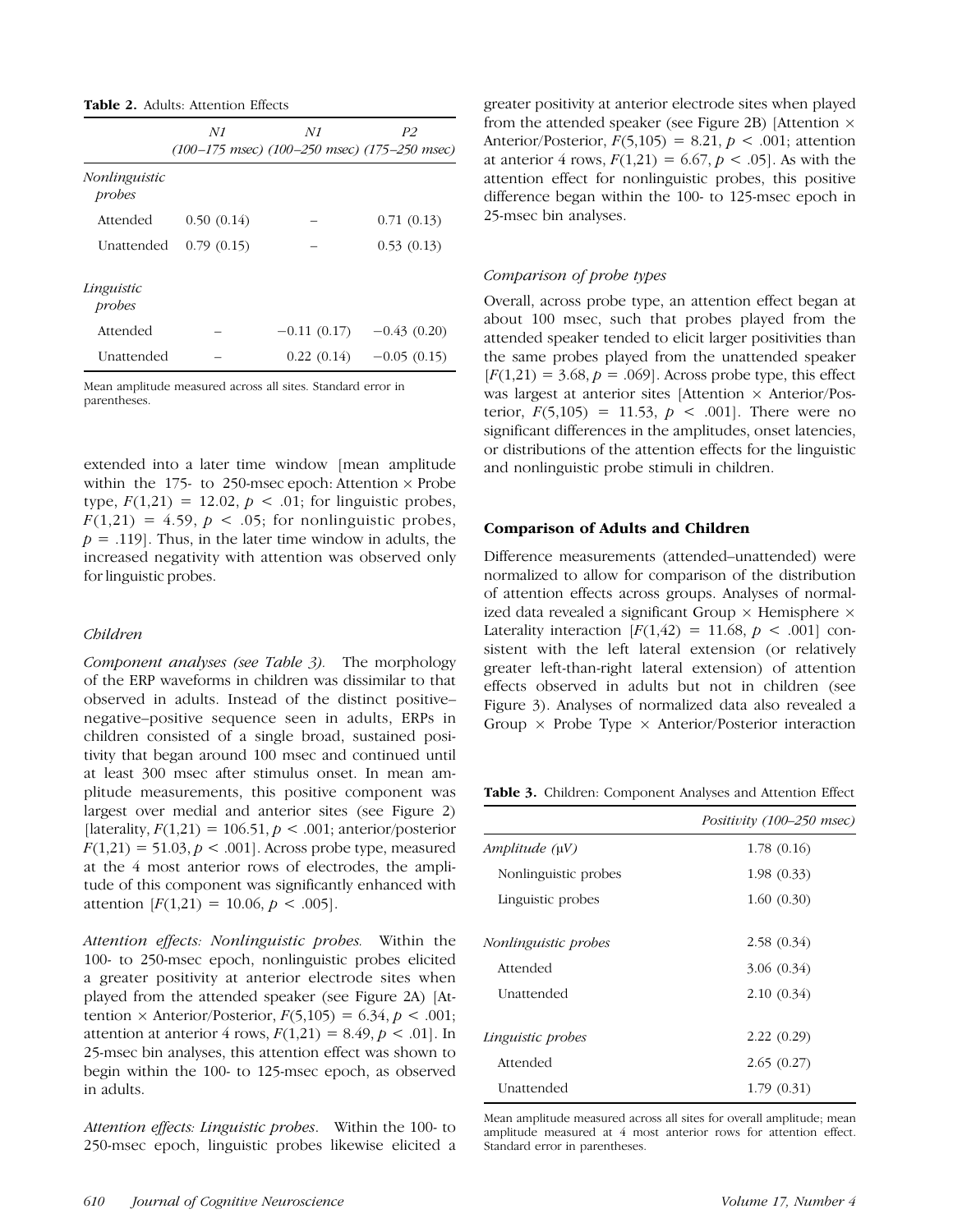**Table 2.** Adults: Attention Effects

| | N1 (100–175 msec) | N1 (100–250 msec) | P2 (175–250 msec) |
|---|---|---|---|
| *Nonlinguistic probes* | | | |
| Attended | 0.50 (0.14) | – | 0.71 (0.13) |
| Unattended | 0.79 (0.15) | – | 0.53 (0.13) |
| *Linguistic probes* | | | |
| Attended | – | −0.11 (0.17) | −0.43 (0.20) |
| Unattended | – | 0.22 (0.14) | −0.05 (0.15) |

Mean amplitude measured across all sites. Standard error in parentheses.

extended into a later time window [mean amplitude within the 175- to 250-msec epoch: Attention × Probe type, $F(1,21) = 12.02$, $p < .01$; for linguistic probes, $F(1,21) = 4.59$, $p < .05$; for nonlinguistic probes, $p = .119$]. Thus, in the later time window in adults, the increased negativity with attention was observed only for linguistic probes.

### *Children*

*Component analyses (see Table 3).* The morphology of the ERP waveforms in children was dissimilar to that observed in adults. Instead of the distinct positive–negative–positive sequence seen in adults, ERPs in children consisted of a single broad, sustained positivity that began around 100 msec and continued until at least 300 msec after stimulus onset. In mean amplitude measurements, this positive component was largest over medial and anterior sites (see Figure 2) [laterality, $F(1,21) = 106.51$, $p < .001$; anterior/posterior $F(1,21) = 51.03$, $p < .001$]. Across probe type, measured at the 4 most anterior rows of electrodes, the amplitude of this component was significantly enhanced with attention [$F(1,21) = 10.06$, $p < .005$].

*Attention effects: Nonlinguistic probes.* Within the 100- to 250-msec epoch, nonlinguistic probes elicited a greater positivity at anterior electrode sites when played from the attended speaker (see Figure 2A) [Attention × Anterior/Posterior, $F(5,105) = 6.34$, $p < .001$; attention at anterior 4 rows, $F(1,21) = 8.49$, $p < .01$]. In 25-msec bin analyses, this attention effect was shown to begin within the 100- to 125-msec epoch, as observed in adults.

*Attention effects: Linguistic probes.* Within the 100- to 250-msec epoch, linguistic probes likewise elicited a greater positivity at anterior electrode sites when played from the attended speaker (see Figure 2B) [Attention × Anterior/Posterior, $F(5,105) = 8.21$, $p < .001$; attention at anterior 4 rows, $F(1,21) = 6.67$, $p < .05$]. As with the attention effect for nonlinguistic probes, this positive difference began within the 100- to 125-msec epoch in 25-msec bin analyses.

### *Comparison of probe types*

Overall, across probe type, an attention effect began at about 100 msec, such that probes played from the attended speaker tended to elicit larger positivities than the same probes played from the unattended speaker [$F(1,21) = 3.68$, $p = .069$]. Across probe type, this effect was largest at anterior sites [Attention × Anterior/Posterior, $F(5,105) = 11.53$, $p < .001$]. There were no significant differences in the amplitudes, onset latencies, or distributions of the attention effects for the linguistic and nonlinguistic probe stimuli in children.

## Comparison of Adults and Children

Difference measurements (attended–unattended) were normalized to allow for comparison of the distribution of attention effects across groups. Analyses of normalized data revealed a significant Group × Hemisphere × Laterality interaction [$F(1,42) = 11.68$, $p < .001$] consistent with the left lateral extension (or relatively greater left-than-right lateral extension) of attention effects observed in adults but not in children (see Figure 3). Analyses of normalized data also revealed a Group × Probe Type × Anterior/Posterior interaction

**Table 3.** Children: Component Analyses and Attention Effect

| | Positivity (100–250 msec) |
|---|---|
| *Amplitude* (μV) | 1.78 (0.16) |
| Nonlinguistic probes | 1.98 (0.33) |
| Linguistic probes | 1.60 (0.30) |
| *Nonlinguistic probes* | 2.58 (0.34) |
| Attended | 3.06 (0.34) |
| Unattended | 2.10 (0.34) |
| *Linguistic probes* | 2.22 (0.29) |
| Attended | 2.65 (0.27) |
| Unattended | 1.79 (0.31) |

Mean amplitude measured across all sites for overall amplitude; mean amplitude measured at 4 most anterior rows for attention effect. Standard error in parentheses.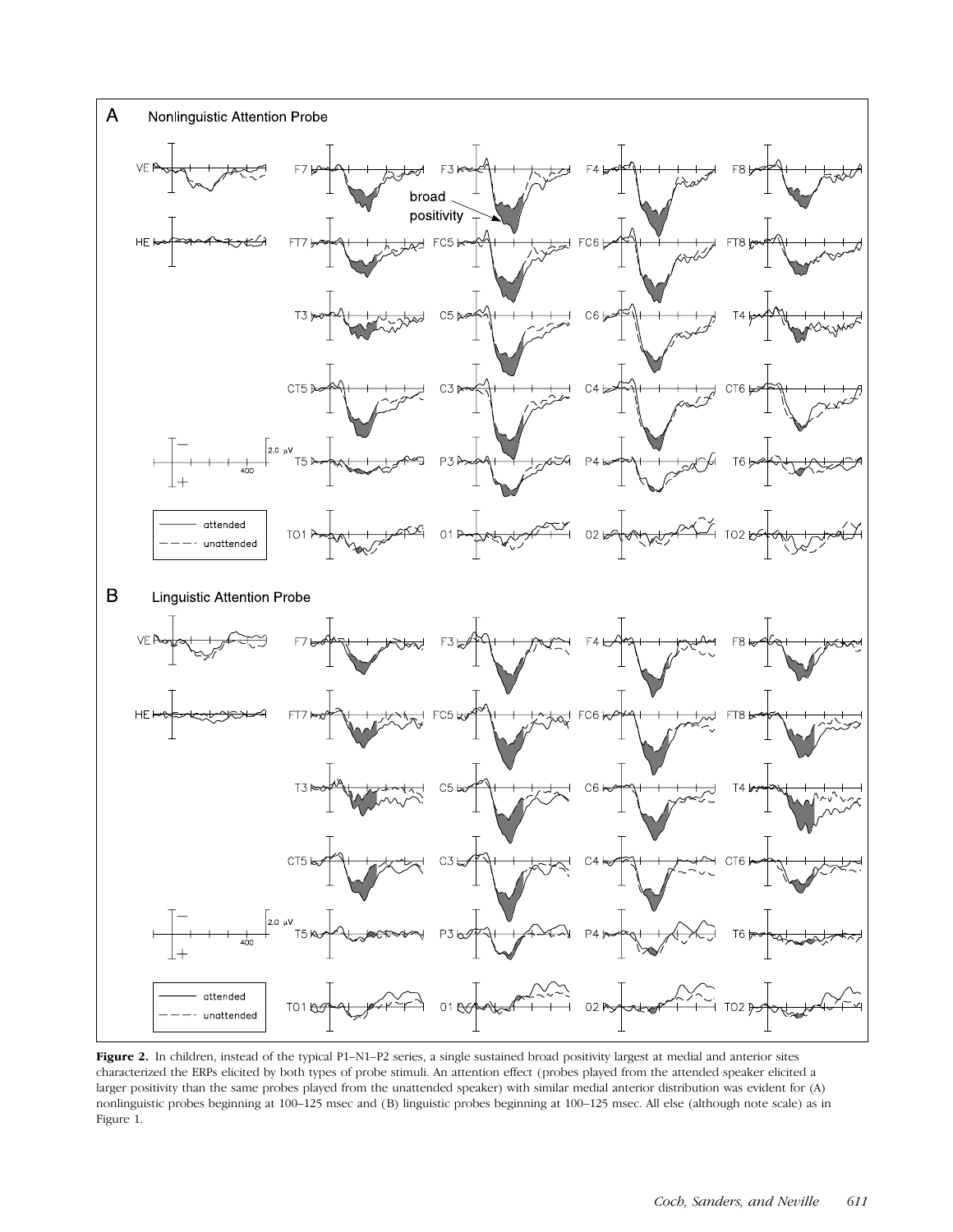**Figure 2.** In children, instead of the typical P1–N1–P2 series, a single sustained broad positivity largest at medial and anterior sites characterized the ERPs elicited by both types of probe stimuli. An attention effect (probes played from the attended speaker elicited a larger positivity than the same probes played from the unattended speaker) with similar medial anterior distribution was evident for (A) nonlinguistic probes beginning at 100–125 msec and (B) linguistic probes beginning at 100–125 msec. All else (although note scale) as in Figure 1.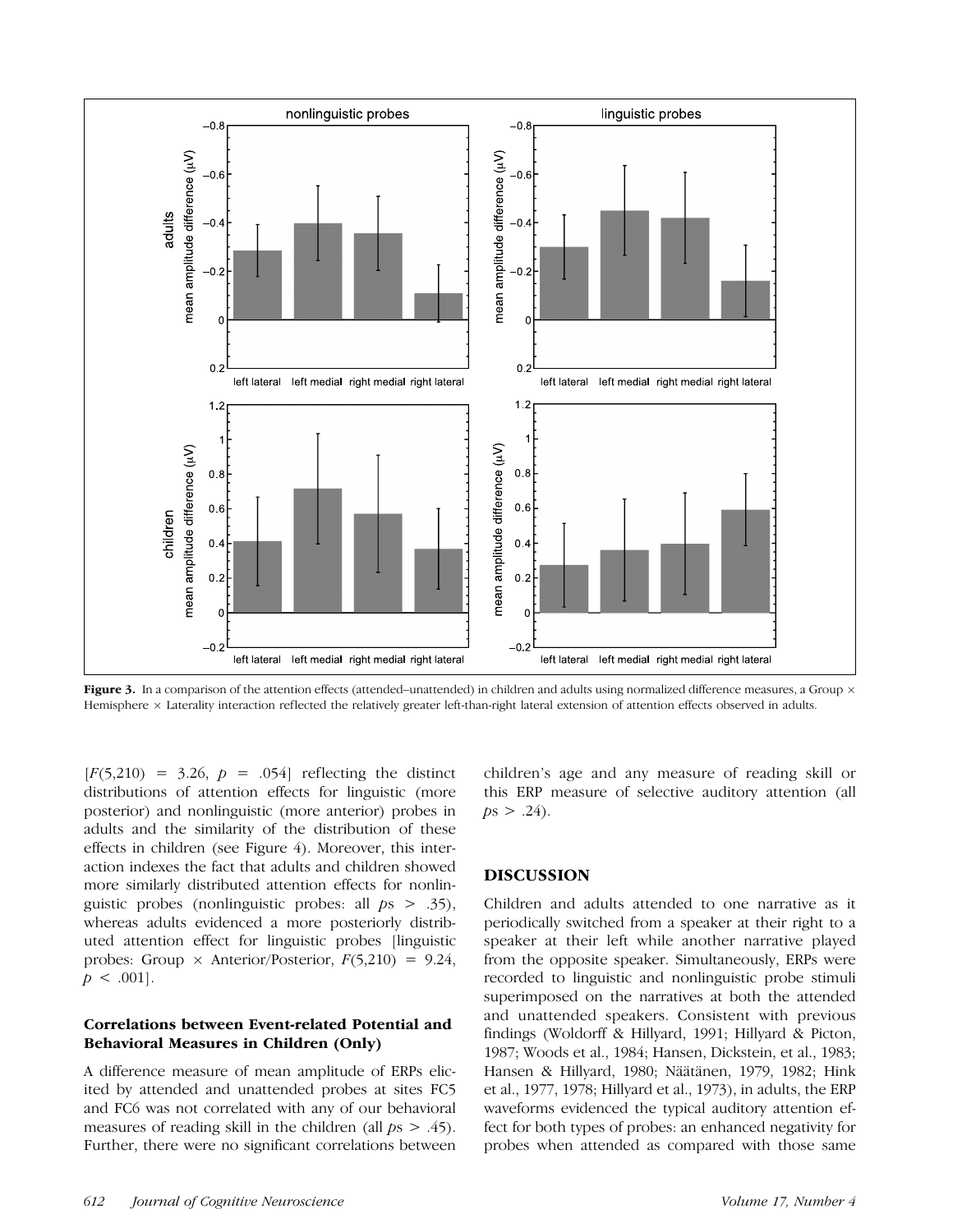**Figure 3.** In a comparison of the attention effects (attended–unattended) in children and adults using normalized difference measures, a Group × Hemisphere × Laterality interaction reflected the relatively greater left-than-right lateral extension of attention effects observed in adults.

[$F(5,210) = 3.26$, $p = .054$] reflecting the distinct distributions of attention effects for linguistic (more posterior) and nonlinguistic (more anterior) probes in adults and the similarity of the distribution of these effects in children (see Figure 4). Moreover, this interaction indexes the fact that adults and children showed more similarly distributed attention effects for nonlinguistic probes (nonlinguistic probes: all $p$s $> .35$), whereas adults evidenced a more posteriorly distributed attention effect for linguistic probes [linguistic probes: Group × Anterior/Posterior, $F(5,210) = 9.24$, $p < .001$].

### Correlations between Event-related Potential and Behavioral Measures in Children (Only)

A difference measure of mean amplitude of ERPs elicited by attended and unattended probes at sites FC5 and FC6 was not correlated with any of our behavioral measures of reading skill in the children (all $p$s $> .45$). Further, there were no significant correlations between children's age and any measure of reading skill or this ERP measure of selective auditory attention (all $p$s $> .24$).

## DISCUSSION

Children and adults attended to one narrative as it periodically switched from a speaker at their right to a speaker at their left while another narrative played from the opposite speaker. Simultaneously, ERPs were recorded to linguistic and nonlinguistic probe stimuli superimposed on the narratives at both the attended and unattended speakers. Consistent with previous findings (Woldorff & Hillyard, 1991; Hillyard & Picton, 1987; Woods et al., 1984; Hansen, Dickstein, et al., 1983; Hansen & Hillyard, 1980; Näätänen, 1979, 1982; Hink et al., 1977, 1978; Hillyard et al., 1973), in adults, the ERP waveforms evidenced the typical auditory attention effect for both types of probes: an enhanced negativity for probes when attended as compared with those same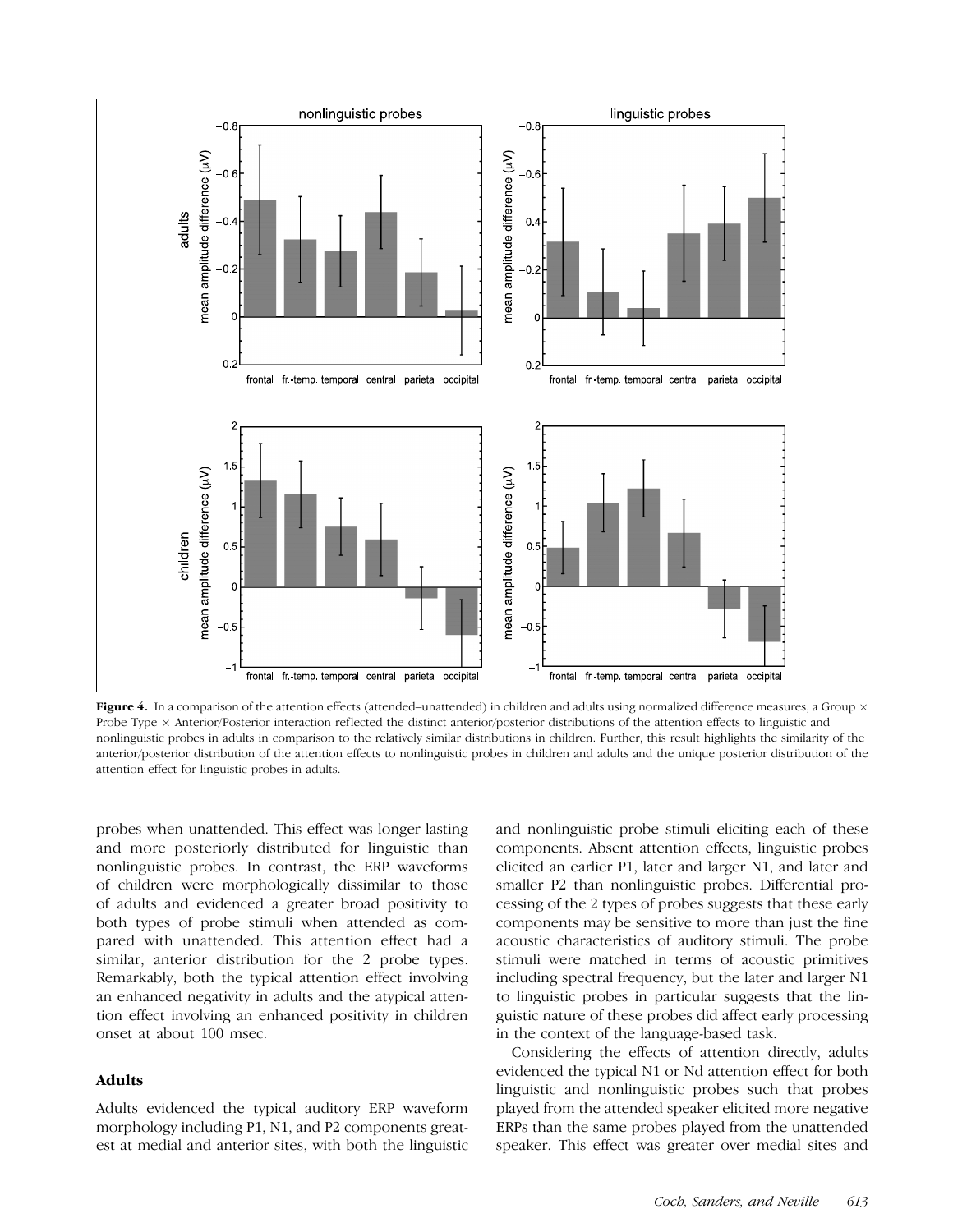**Figure 4.** In a comparison of the attention effects (attended–unattended) in children and adults using normalized difference measures, a Group × Probe Type × Anterior/Posterior interaction reflected the distinct anterior/posterior distributions of the attention effects to linguistic and nonlinguistic probes in adults in comparison to the relatively similar distributions in children. Further, this result highlights the similarity of the anterior/posterior distribution of the attention effects to nonlinguistic probes in children and adults and the unique posterior distribution of the attention effect for linguistic probes in adults.

probes when unattended. This effect was longer lasting and more posteriorly distributed for linguistic than nonlinguistic probes. In contrast, the ERP waveforms of children were morphologically dissimilar to those of adults and evidenced a greater broad positivity to both types of probe stimuli when attended as compared with unattended. This attention effect had a similar, anterior distribution for the 2 probe types. Remarkably, both the typical attention effect involving an enhanced negativity in adults and the atypical attention effect involving an enhanced positivity in children onset at about 100 msec.

## Adults

Adults evidenced the typical auditory ERP waveform morphology including P1, N1, and P2 components greatest at medial and anterior sites, with both the linguistic and nonlinguistic probe stimuli eliciting each of these components. Absent attention effects, linguistic probes elicited an earlier P1, later and larger N1, and later and smaller P2 than nonlinguistic probes. Differential processing of the 2 types of probes suggests that these early components may be sensitive to more than just the fine acoustic characteristics of auditory stimuli. The probe stimuli were matched in terms of acoustic primitives including spectral frequency, but the later and larger N1 to linguistic probes in particular suggests that the linguistic nature of these probes did affect early processing in the context of the language-based task.

Considering the effects of attention directly, adults evidenced the typical N1 or Nd attention effect for both linguistic and nonlinguistic probes such that probes played from the attended speaker elicited more negative ERPs than the same probes played from the unattended speaker. This effect was greater over medial sites and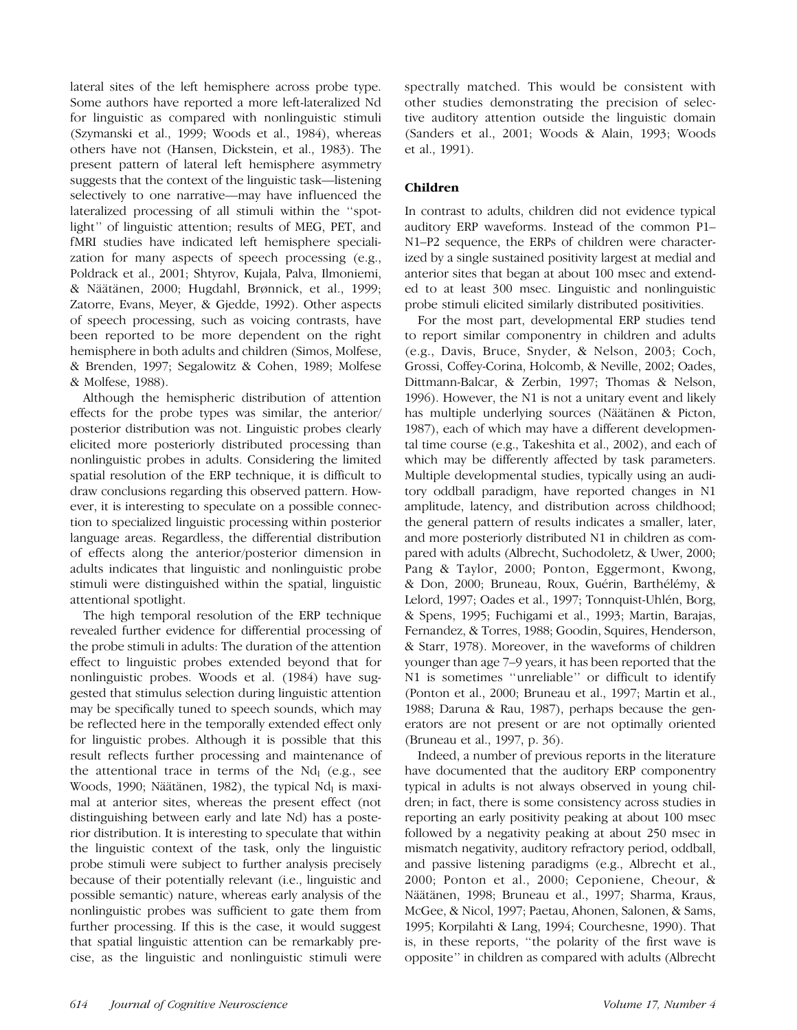lateral sites of the left hemisphere across probe type. Some authors have reported a more left-lateralized Nd for linguistic as compared with nonlinguistic stimuli (Szymanski et al., 1999; Woods et al., 1984), whereas others have not (Hansen, Dickstein, et al., 1983). The present pattern of lateral left hemisphere asymmetry suggests that the context of the linguistic task—listening selectively to one narrative—may have influenced the lateralized processing of all stimuli within the ''spotlight'' of linguistic attention; results of MEG, PET, and fMRI studies have indicated left hemisphere specialization for many aspects of speech processing (e.g., Poldrack et al., 2001; Shtyrov, Kujala, Palva, Ilmoniemi, & Näätänen, 2000; Hugdahl, Brønnick, et al., 1999; Zatorre, Evans, Meyer, & Gjedde, 1992). Other aspects of speech processing, such as voicing contrasts, have been reported to be more dependent on the right hemisphere in both adults and children (Simos, Molfese, & Brenden, 1997; Segalowitz & Cohen, 1989; Molfese & Molfese, 1988).

Although the hemispheric distribution of attention effects for the probe types was similar, the anterior/posterior distribution was not. Linguistic probes clearly elicited more posteriorly distributed processing than nonlinguistic probes in adults. Considering the limited spatial resolution of the ERP technique, it is difficult to draw conclusions regarding this observed pattern. However, it is interesting to speculate on a possible connection to specialized linguistic processing within posterior language areas. Regardless, the differential distribution of effects along the anterior/posterior dimension in adults indicates that linguistic and nonlinguistic probe stimuli were distinguished within the spatial, linguistic attentional spotlight.

The high temporal resolution of the ERP technique revealed further evidence for differential processing of the probe stimuli in adults: The duration of the attention effect to linguistic probes extended beyond that for nonlinguistic probes. Woods et al. (1984) have suggested that stimulus selection during linguistic attention may be specifically tuned to speech sounds, which may be reflected here in the temporally extended effect only for linguistic probes. Although it is possible that this result reflects further processing and maintenance of the attentional trace in terms of the $Nd_l$ (e.g., see Woods, 1990; Näätänen, 1982), the typical $Nd_l$ is maximal at anterior sites, whereas the present effect (not distinguishing between early and late Nd) has a posterior distribution. It is interesting to speculate that within the linguistic context of the task, only the linguistic probe stimuli were subject to further analysis precisely because of their potentially relevant (i.e., linguistic and possible semantic) nature, whereas early analysis of the nonlinguistic probes was sufficient to gate them from further processing. If this is the case, it would suggest that spatial linguistic attention can be remarkably precise, as the linguistic and nonlinguistic stimuli were spectrally matched. This would be consistent with other studies demonstrating the precision of selective auditory attention outside the linguistic domain (Sanders et al., 2001; Woods & Alain, 1993; Woods et al., 1991).

### Children

In contrast to adults, children did not evidence typical auditory ERP waveforms. Instead of the common P1–N1–P2 sequence, the ERPs of children were characterized by a single sustained positivity largest at medial and anterior sites that began at about 100 msec and extended to at least 300 msec. Linguistic and nonlinguistic probe stimuli elicited similarly distributed positivities.

For the most part, developmental ERP studies tend to report similar componentry in children and adults (e.g., Davis, Bruce, Snyder, & Nelson, 2003; Coch, Grossi, Coffey-Corina, Holcomb, & Neville, 2002; Oades, Dittmann-Balcar, & Zerbin, 1997; Thomas & Nelson, 1996). However, the N1 is not a unitary event and likely has multiple underlying sources (Näätänen & Picton, 1987), each of which may have a different developmental time course (e.g., Takeshita et al., 2002), and each of which may be differently affected by task parameters. Multiple developmental studies, typically using an auditory oddball paradigm, have reported changes in N1 amplitude, latency, and distribution across childhood; the general pattern of results indicates a smaller, later, and more posteriorly distributed N1 in children as compared with adults (Albrecht, Suchodoletz, & Uwer, 2000; Pang & Taylor, 2000; Ponton, Eggermont, Kwong, & Don, 2000; Bruneau, Roux, Guérin, Barthélémy, & Lelord, 1997; Oades et al., 1997; Tonnquist-Uhlén, Borg, & Spens, 1995; Fuchigami et al., 1993; Martin, Barajas, Fernandez, & Torres, 1988; Goodin, Squires, Henderson, & Starr, 1978). Moreover, in the waveforms of children younger than age 7–9 years, it has been reported that the N1 is sometimes ''unreliable'' or difficult to identify (Ponton et al., 2000; Bruneau et al., 1997; Martin et al., 1988; Daruna & Rau, 1987), perhaps because the generators are not present or are not optimally oriented (Bruneau et al., 1997, p. 36).

Indeed, a number of previous reports in the literature have documented that the auditory ERP componentry typical in adults is not always observed in young children; in fact, there is some consistency across studies in reporting an early positivity peaking at about 100 msec followed by a negativity peaking at about 250 msec in mismatch negativity, auditory refractory period, oddball, and passive listening paradigms (e.g., Albrecht et al., 2000; Ponton et al., 2000; Ceponiene, Cheour, & Näätänen, 1998; Bruneau et al., 1997; Sharma, Kraus, McGee, & Nicol, 1997; Paetau, Ahonen, Salonen, & Sams, 1995; Korpilahti & Lang, 1994; Courchesne, 1990). That is, in these reports, ''the polarity of the first wave is opposite'' in children as compared with adults (Albrecht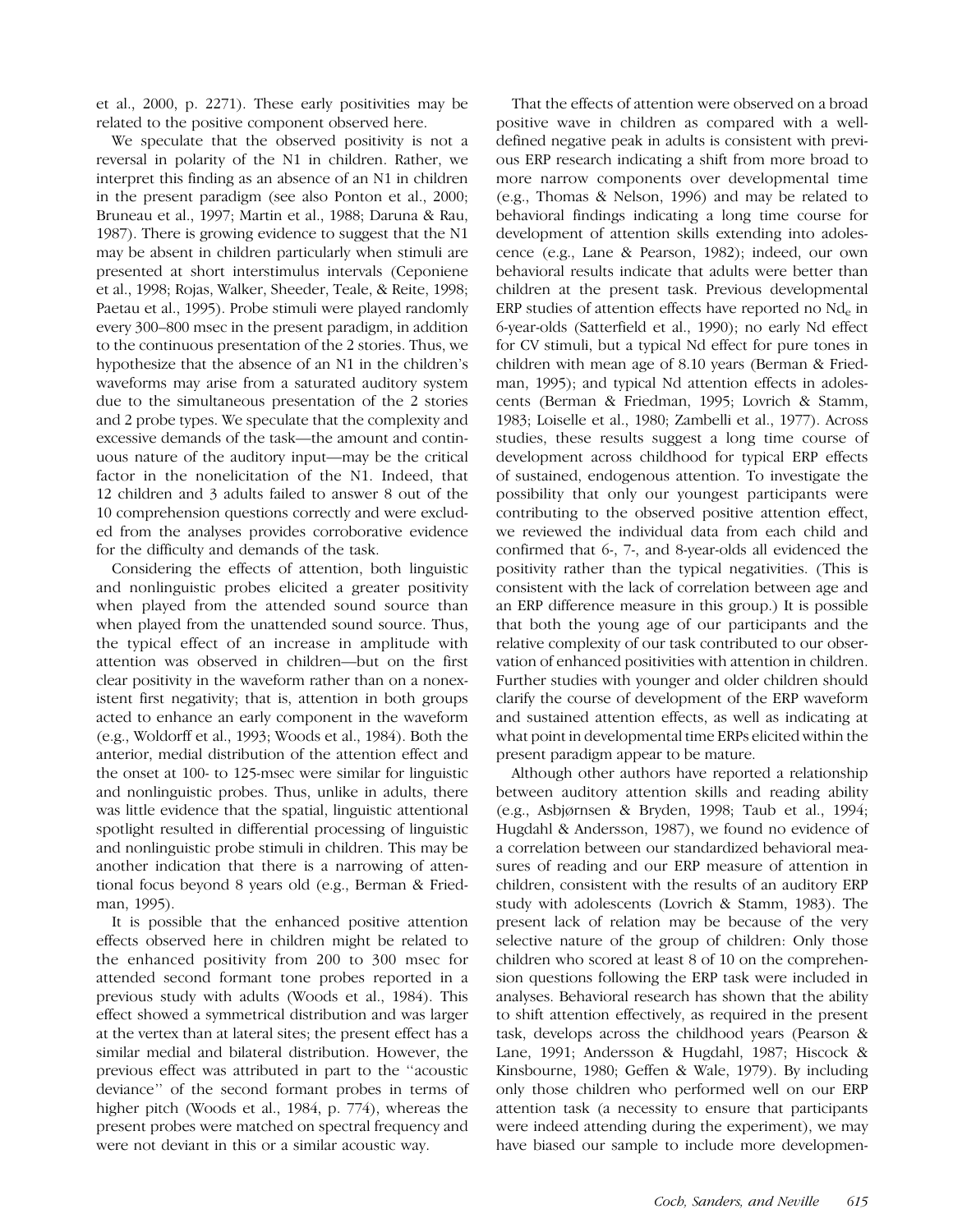et al., 2000, p. 2271). These early positivities may be related to the positive component observed here.

We speculate that the observed positivity is not a reversal in polarity of the N1 in children. Rather, we interpret this finding as an absence of an N1 in children in the present paradigm (see also Ponton et al., 2000; Bruneau et al., 1997; Martin et al., 1988; Daruna & Rau, 1987). There is growing evidence to suggest that the N1 may be absent in children particularly when stimuli are presented at short interstimulus intervals (Ceponiene et al., 1998; Rojas, Walker, Sheeder, Teale, & Reite, 1998; Paetau et al., 1995). Probe stimuli were played randomly every 300–800 msec in the present paradigm, in addition to the continuous presentation of the 2 stories. Thus, we hypothesize that the absence of an N1 in the children's waveforms may arise from a saturated auditory system due to the simultaneous presentation of the 2 stories and 2 probe types. We speculate that the complexity and excessive demands of the task—the amount and continuous nature of the auditory input—may be the critical factor in the nonelicitation of the N1. Indeed, that 12 children and 3 adults failed to answer 8 out of the 10 comprehension questions correctly and were excluded from the analyses provides corroborative evidence for the difficulty and demands of the task.

Considering the effects of attention, both linguistic and nonlinguistic probes elicited a greater positivity when played from the attended sound source than when played from the unattended sound source. Thus, the typical effect of an increase in amplitude with attention was observed in children—but on the first clear positivity in the waveform rather than on a nonexistent first negativity; that is, attention in both groups acted to enhance an early component in the waveform (e.g., Woldorff et al., 1993; Woods et al., 1984). Both the anterior, medial distribution of the attention effect and the onset at 100- to 125-msec were similar for linguistic and nonlinguistic probes. Thus, unlike in adults, there was little evidence that the spatial, linguistic attentional spotlight resulted in differential processing of linguistic and nonlinguistic probe stimuli in children. This may be another indication that there is a narrowing of attentional focus beyond 8 years old (e.g., Berman & Friedman, 1995).

It is possible that the enhanced positive attention effects observed here in children might be related to the enhanced positivity from 200 to 300 msec for attended second formant tone probes reported in a previous study with adults (Woods et al., 1984). This effect showed a symmetrical distribution and was larger at the vertex than at lateral sites; the present effect has a similar medial and bilateral distribution. However, the previous effect was attributed in part to the ''acoustic deviance'' of the second formant probes in terms of higher pitch (Woods et al., 1984, p. 774), whereas the present probes were matched on spectral frequency and were not deviant in this or a similar acoustic way.

That the effects of attention were observed on a broad positive wave in children as compared with a well-defined negative peak in adults is consistent with previous ERP research indicating a shift from more broad to more narrow components over developmental time (e.g., Thomas & Nelson, 1996) and may be related to behavioral findings indicating a long time course for development of attention skills extending into adolescence (e.g., Lane & Pearson, 1982); indeed, our own behavioral results indicate that adults were better than children at the present task. Previous developmental ERP studies of attention effects have reported no $Nd_e$ in 6-year-olds (Satterfield et al., 1990); no early Nd effect for CV stimuli, but a typical Nd effect for pure tones in children with mean age of 8.10 years (Berman & Friedman, 1995); and typical Nd attention effects in adolescents (Berman & Friedman, 1995; Lovrich & Stamm, 1983; Loiselle et al., 1980; Zambelli et al., 1977). Across studies, these results suggest a long time course of development across childhood for typical ERP effects of sustained, endogenous attention. To investigate the possibility that only our youngest participants were contributing to the observed positive attention effect, we reviewed the individual data from each child and confirmed that 6-, 7-, and 8-year-olds all evidenced the positivity rather than the typical negativities. (This is consistent with the lack of correlation between age and an ERP difference measure in this group.) It is possible that both the young age of our participants and the relative complexity of our task contributed to our observation of enhanced positivities with attention in children. Further studies with younger and older children should clarify the course of development of the ERP waveform and sustained attention effects, as well as indicating at what point in developmental time ERPs elicited within the present paradigm appear to be mature.

Although other authors have reported a relationship between auditory attention skills and reading ability (e.g., Asbjørnsen & Bryden, 1998; Taub et al., 1994; Hugdahl & Andersson, 1987), we found no evidence of a correlation between our standardized behavioral measures of reading and our ERP measure of attention in children, consistent with the results of an auditory ERP study with adolescents (Lovrich & Stamm, 1983). The present lack of relation may be because of the very selective nature of the group of children: Only those children who scored at least 8 of 10 on the comprehension questions following the ERP task were included in analyses. Behavioral research has shown that the ability to shift attention effectively, as required in the present task, develops across the childhood years (Pearson & Lane, 1991; Andersson & Hugdahl, 1987; Hiscock & Kinsbourne, 1980; Geffen & Wale, 1979). By including only those children who performed well on our ERP attention task (a necessity to ensure that participants were indeed attending during the experiment), we may have biased our sample to include more developmen-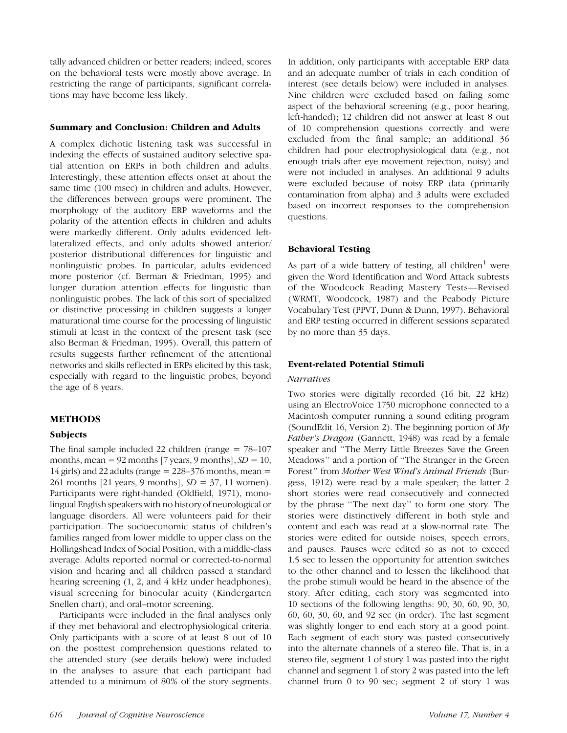tally advanced children or better readers; indeed, scores on the behavioral tests were mostly above average. In restricting the range of participants, significant correlations may have become less likely.

### Summary and Conclusion: Children and Adults

A complex dichotic listening task was successful in indexing the effects of sustained auditory selective spatial attention on ERPs in both children and adults. Interestingly, these attention effects onset at about the same time (100 msec) in children and adults. However, the differences between groups were prominent. The morphology of the auditory ERP waveforms and the polarity of the attention effects in children and adults were markedly different. Only adults evidenced left-lateralized effects, and only adults showed anterior/posterior distributional differences for linguistic and nonlinguistic probes. In particular, adults evidenced more posterior (cf. Berman & Friedman, 1995) and longer duration attention effects for linguistic than nonlinguistic probes. The lack of this sort of specialized or distinctive processing in children suggests a longer maturational time course for the processing of linguistic stimuli at least in the context of the present task (see also Berman & Friedman, 1995). Overall, this pattern of results suggests further refinement of the attentional networks and skills reflected in ERPs elicited by this task, especially with regard to the linguistic probes, beyond the age of 8 years.

## METHODS

### Subjects

The final sample included 22 children (range = 78–107 months, mean = 92 months [7 years, 9 months], *SD* = 10, 14 girls) and 22 adults (range = 228–376 months, mean = 261 months [21 years, 9 months], *SD* = 37, 11 women). Participants were right-handed (Oldfield, 1971), monolingual English speakers with no history of neurological or language disorders. All were volunteers paid for their participation. The socioeconomic status of children's families ranged from lower middle to upper class on the Hollingshead Index of Social Position, with a middle-class average. Adults reported normal or corrected-to-normal vision and hearing and all children passed a standard hearing screening (1, 2, and 4 kHz under headphones), visual screening for binocular acuity (Kindergarten Snellen chart), and oral–motor screening.

Participants were included in the final analyses only if they met behavioral and electrophysiological criteria. Only participants with a score of at least 8 out of 10 on the posttest comprehension questions related to the attended story (see details below) were included in the analyses to assure that each participant had attended to a minimum of 80% of the story segments. In addition, only participants with acceptable ERP data and an adequate number of trials in each condition of interest (see details below) were included in analyses. Nine children were excluded based on failing some aspect of the behavioral screening (e.g., poor hearing, left-handed); 12 children did not answer at least 8 out of 10 comprehension questions correctly and were excluded from the final sample; an additional 36 children had poor electrophysiological data (e.g., not enough trials after eye movement rejection, noisy) and were not included in analyses. An additional 9 adults were excluded because of noisy ERP data (primarily contamination from alpha) and 3 adults were excluded based on incorrect responses to the comprehension questions.

### Behavioral Testing

As part of a wide battery of testing, all children[1] were given the Word Identification and Word Attack subtests of the Woodcock Reading Mastery Tests—Revised (WRMT, Woodcock, 1987) and the Peabody Picture Vocabulary Test (PPVT, Dunn & Dunn, 1997). Behavioral and ERP testing occurred in different sessions separated by no more than 35 days.

### Event-related Potential Stimuli

*Narratives*

Two stories were digitally recorded (16 bit, 22 kHz) using an ElectroVoice 1750 microphone connected to a Macintosh computer running a sound editing program (SoundEdit 16, Version 2). The beginning portion of *My Father's Dragon* (Gannett, 1948) was read by a female speaker and ''The Merry Little Breezes Save the Green Meadows'' and a portion of ''The Stranger in the Green Forest'' from *Mother West Wind's Animal Friends* (Burgess, 1912) were read by a male speaker; the latter 2 short stories were read consecutively and connected by the phrase ''The next day'' to form one story. The stories were distinctively different in both style and content and each was read at a slow-normal rate. The stories were edited for outside noises, speech errors, and pauses. Pauses were edited so as not to exceed 1.5 sec to lessen the opportunity for attention switches to the other channel and to lessen the likelihood that the probe stimuli would be heard in the absence of the story. After editing, each story was segmented into 10 sections of the following lengths: 90, 30, 60, 90, 30, 60, 60, 30, 60, and 92 sec (in order). The last segment was slightly longer to end each story at a good point. Each segment of each story was pasted consecutively into the alternate channels of a stereo file. That is, in a stereo file, segment 1 of story 1 was pasted into the right channel and segment 1 of story 2 was pasted into the left channel from 0 to 90 sec; segment 2 of story 1 was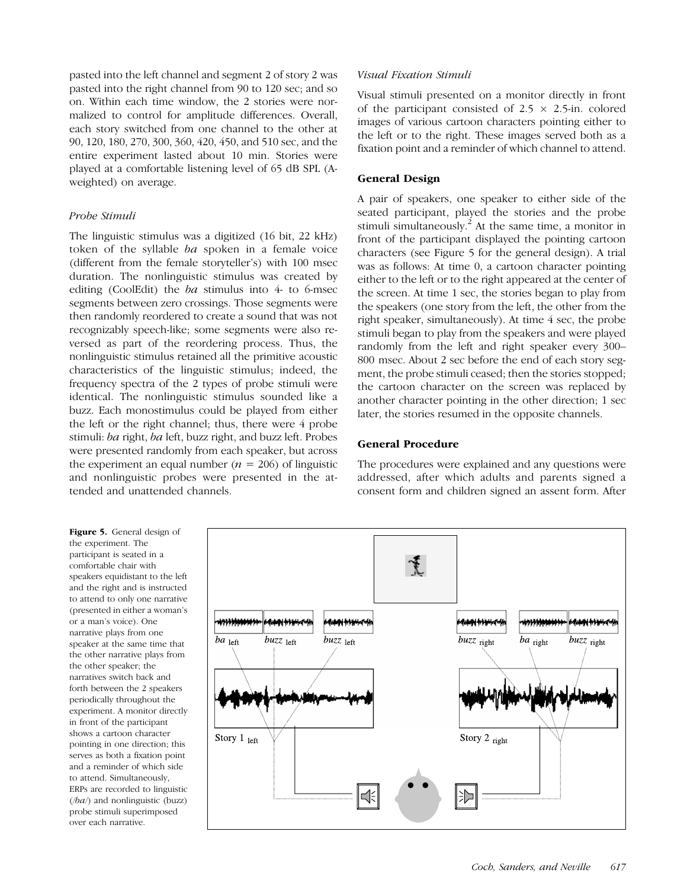pasted into the left channel and segment 2 of story 2 was pasted into the right channel from 90 to 120 sec; and so on. Within each time window, the 2 stories were normalized to control for amplitude differences. Overall, each story switched from one channel to the other at 90, 120, 180, 270, 300, 360, 420, 450, and 510 sec, and the entire experiment lasted about 10 min. Stories were played at a comfortable listening level of 65 dB SPL (A-weighted) on average.

### *Probe Stimuli*

The linguistic stimulus was a digitized (16 bit, 22 kHz) token of the syllable *ba* spoken in a female voice (different from the female storyteller's) with 100 msec duration. The nonlinguistic stimulus was created by editing (CoolEdit) the *ba* stimulus into 4- to 6-msec segments between zero crossings. Those segments were then randomly reordered to create a sound that was not recognizably speech-like; some segments were also reversed as part of the reordering process. Thus, the nonlinguistic stimulus retained all the primitive acoustic characteristics of the linguistic stimulus; indeed, the frequency spectra of the 2 types of probe stimuli were identical. The nonlinguistic stimulus sounded like a buzz. Each monostimulus could be played from either the left or the right channel; thus, there were 4 probe stimuli: *ba* right, *ba* left, buzz right, and buzz left. Probes were presented randomly from each speaker, but across the experiment an equal number ($n$ = 206) of linguistic and nonlinguistic probes were presented in the attended and unattended channels.

### *Visual Fixation Stimuli*

Visual stimuli presented on a monitor directly in front of the participant consisted of 2.5 × 2.5-in. colored images of various cartoon characters pointing either to the left or to the right. These images served both as a fixation point and a reminder of which channel to attend.

## General Design

A pair of speakers, one speaker to either side of the seated participant, played the stories and the probe stimuli simultaneously.[2] At the same time, a monitor in front of the participant displayed the pointing cartoon characters (see Figure 5 for the general design). A trial was as follows: At time 0, a cartoon character pointing either to the left or to the right appeared at the center of the screen. At time 1 sec, the stories began to play from the speakers (one story from the left, the other from the right speaker, simultaneously). At time 4 sec, the probe stimuli began to play from the speakers and were played randomly from the left and right speaker every 300–800 msec. About 2 sec before the end of each story segment, the probe stimuli ceased; then the stories stopped; the cartoon character on the screen was replaced by another character pointing in the other direction; 1 sec later, the stories resumed in the opposite channels.

## General Procedure

The procedures were explained and any questions were addressed, after which adults and parents signed a consent form and children signed an assent form. After

**Figure 5.** General design of the experiment. The participant is seated in a comfortable chair with speakers equidistant to the left and the right and is instructed to attend to only one narrative (presented in either a woman's or a man's voice). One narrative plays from one speaker at the same time that the other narrative plays from the other speaker; the narratives switch back and forth between the 2 speakers periodically throughout the experiment. A monitor directly in front of the participant shows a cartoon character pointing in one direction; this serves as both a fixation point and a reminder of which side to attend. Simultaneously, ERPs are recorded to linguistic (/*ba*/) and nonlinguistic (buzz) probe stimuli superimposed over each narrative.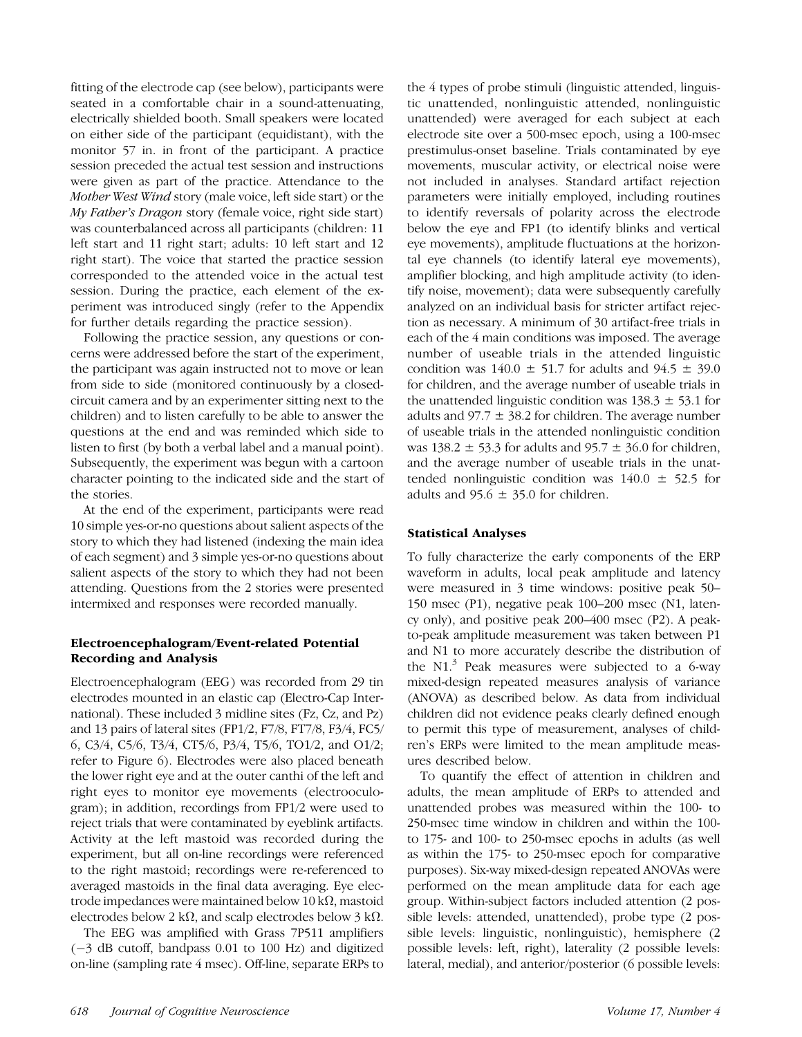fitting of the electrode cap (see below), participants were seated in a comfortable chair in a sound-attenuating, electrically shielded booth. Small speakers were located on either side of the participant (equidistant), with the monitor 57 in. in front of the participant. A practice session preceded the actual test session and instructions were given as part of the practice. Attendance to the *Mother West Wind* story (male voice, left side start) or the *My Father's Dragon* story (female voice, right side start) was counterbalanced across all participants (children: 11 left start and 11 right start; adults: 10 left start and 12 right start). The voice that started the practice session corresponded to the attended voice in the actual test session. During the practice, each element of the experiment was introduced singly (refer to the Appendix for further details regarding the practice session).

Following the practice session, any questions or concerns were addressed before the start of the experiment, the participant was again instructed not to move or lean from side to side (monitored continuously by a closed-circuit camera and by an experimenter sitting next to the children) and to listen carefully to be able to answer the questions at the end and was reminded which side to listen to first (by both a verbal label and a manual point). Subsequently, the experiment was begun with a cartoon character pointing to the indicated side and the start of the stories.

At the end of the experiment, participants were read 10 simple yes-or-no questions about salient aspects of the story to which they had listened (indexing the main idea of each segment) and 3 simple yes-or-no questions about salient aspects of the story to which they had not been attending. Questions from the 2 stories were presented intermixed and responses were recorded manually.

### Electroencephalogram/Event-related Potential Recording and Analysis

Electroencephalogram (EEG) was recorded from 29 tin electrodes mounted in an elastic cap (Electro-Cap International). These included 3 midline sites (Fz, Cz, and Pz) and 13 pairs of lateral sites (FP1/2, F7/8, FT7/8, F3/4, FC5/6, C3/4, C5/6, T3/4, CT5/6, P3/4, T5/6, TO1/2, and O1/2; refer to Figure 6). Electrodes were also placed beneath the lower right eye and at the outer canthi of the left and right eyes to monitor eye movements (electrooculogram); in addition, recordings from FP1/2 were used to reject trials that were contaminated by eyeblink artifacts. Activity at the left mastoid was recorded during the experiment, but all on-line recordings were referenced to the right mastoid; recordings were re-referenced to averaged mastoids in the final data averaging. Eye electrode impedances were maintained below 10 kΩ, mastoid electrodes below 2 kΩ, and scalp electrodes below 3 kΩ.

The EEG was amplified with Grass 7P511 amplifiers (−3 dB cutoff, bandpass 0.01 to 100 Hz) and digitized on-line (sampling rate 4 msec). Off-line, separate ERPs to the 4 types of probe stimuli (linguistic attended, linguistic unattended, nonlinguistic attended, nonlinguistic unattended) were averaged for each subject at each electrode site over a 500-msec epoch, using a 100-msec prestimulus-onset baseline. Trials contaminated by eye movements, muscular activity, or electrical noise were not included in analyses. Standard artifact rejection parameters were initially employed, including routines to identify reversals of polarity across the electrode below the eye and FP1 (to identify blinks and vertical eye movements), amplitude fluctuations at the horizontal eye channels (to identify lateral eye movements), amplifier blocking, and high amplitude activity (to identify noise, movement); data were subsequently carefully analyzed on an individual basis for stricter artifact rejection as necessary. A minimum of 30 artifact-free trials in each of the 4 main conditions was imposed. The average number of useable trials in the attended linguistic condition was 140.0 ± 51.7 for adults and 94.5 ± 39.0 for children, and the average number of useable trials in the unattended linguistic condition was 138.3 ± 53.1 for adults and 97.7 ± 38.2 for children. The average number of useable trials in the attended nonlinguistic condition was 138.2 ± 53.3 for adults and 95.7 ± 36.0 for children, and the average number of useable trials in the unattended nonlinguistic condition was 140.0 ± 52.5 for adults and 95.6 ± 35.0 for children.

### Statistical Analyses

To fully characterize the early components of the ERP waveform in adults, local peak amplitude and latency were measured in 3 time windows: positive peak 50–150 msec (P1), negative peak 100–200 msec (N1, latency only), and positive peak 200–400 msec (P2). A peak-to-peak amplitude measurement was taken between P1 and N1 to more accurately describe the distribution of the N1.[3] Peak measures were subjected to a 6-way mixed-design repeated measures analysis of variance (ANOVA) as described below. As data from individual children did not evidence peaks clearly defined enough to permit this type of measurement, analyses of children's ERPs were limited to the mean amplitude measures described below.

To quantify the effect of attention in children and adults, the mean amplitude of ERPs to attended and unattended probes was measured within the 100- to 250-msec time window in children and within the 100- to 175- and 100- to 250-msec epochs in adults (as well as within the 175- to 250-msec epoch for comparative purposes). Six-way mixed-design repeated ANOVAs were performed on the mean amplitude data for each age group. Within-subject factors included attention (2 possible levels: attended, unattended), probe type (2 possible levels: linguistic, nonlinguistic), hemisphere (2 possible levels: left, right), laterality (2 possible levels: lateral, medial), and anterior/posterior (6 possible levels: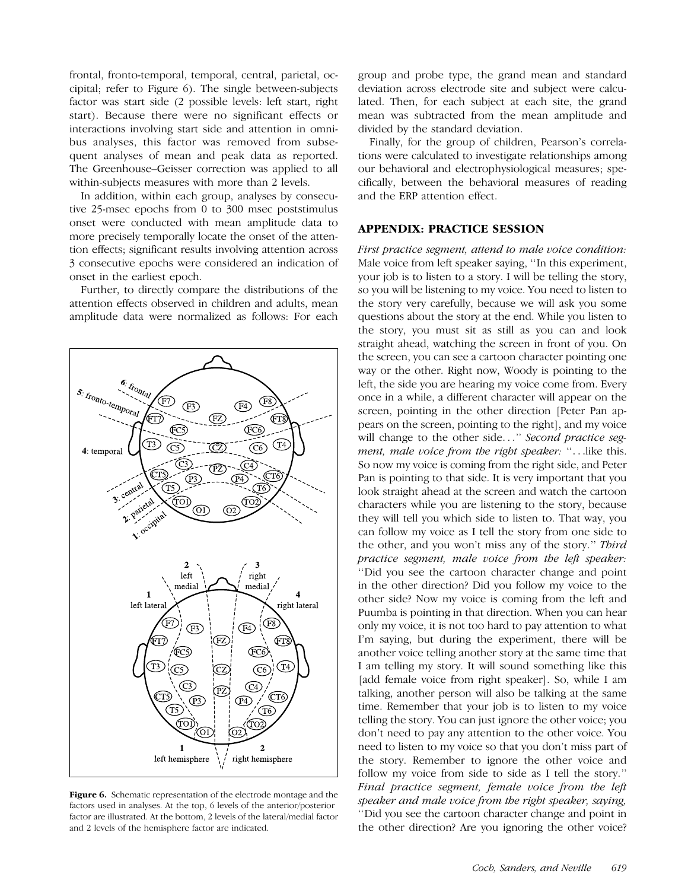frontal, fronto-temporal, temporal, central, parietal, occipital; refer to Figure 6). The single between-subjects factor was start side (2 possible levels: left start, right start). Because there were no significant effects or interactions involving start side and attention in omnibus analyses, this factor was removed from subsequent analyses of mean and peak data as reported. The Greenhouse–Geisser correction was applied to all within-subjects measures with more than 2 levels.

In addition, within each group, analyses by consecutive 25-msec epochs from 0 to 300 msec poststimulus onset were conducted with mean amplitude data to more precisely temporally locate the onset of the attention effects; significant results involving attention across 3 consecutive epochs were considered an indication of onset in the earliest epoch.

Further, to directly compare the distributions of the attention effects observed in children and adults, mean amplitude data were normalized as follows: For each group and probe type, the grand mean and standard deviation across electrode site and subject were calculated. Then, for each subject at each site, the grand mean was subtracted from the mean amplitude and divided by the standard deviation.

Finally, for the group of children, Pearson's correlations were calculated to investigate relationships among our behavioral and electrophysiological measures; specifically, between the behavioral measures of reading and the ERP attention effect.

**Figure 6.** Schematic representation of the electrode montage and the factors used in analyses. At the top, 6 levels of the anterior/posterior factor are illustrated. At the bottom, 2 levels of the lateral/medial factor and 2 levels of the hemisphere factor are indicated.

## APPENDIX: PRACTICE SESSION

*First practice segment, attend to male voice condition:* Male voice from left speaker saying, ''In this experiment, your job is to listen to a story. I will be telling the story, so you will be listening to my voice. You need to listen to the story very carefully, because we will ask you some questions about the story at the end. While you listen to the story, you must sit as still as you can and look straight ahead, watching the screen in front of you. On the screen, you can see a cartoon character pointing one way or the other. Right now, Woody is pointing to the left, the side you are hearing my voice come from. Every once in a while, a different character will appear on the screen, pointing in the other direction [Peter Pan appears on the screen, pointing to the right], and my voice will change to the other side...'' *Second practice segment, male voice from the right speaker:* ''...like this. So now my voice is coming from the right side, and Peter Pan is pointing to that side. It is very important that you look straight ahead at the screen and watch the cartoon characters while you are listening to the story, because they will tell you which side to listen to. That way, you can follow my voice as I tell the story from one side to the other, and you won't miss any of the story.'' *Third practice segment, male voice from the left speaker:* ''Did you see the cartoon character change and point in the other direction? Did you follow my voice to the other side? Now my voice is coming from the left and Puumba is pointing in that direction. When you can hear only my voice, it is not too hard to pay attention to what I'm saying, but during the experiment, there will be another voice telling another story at the same time that I am telling my story. It will sound something like this [add female voice from right speaker]. So, while I am talking, another person will also be talking at the same time. Remember that your job is to listen to my voice telling the story. You can just ignore the other voice; you don't need to pay any attention to the other voice. You need to listen to my voice so that you don't miss part of the story. Remember to ignore the other voice and follow my voice from side to side as I tell the story.'' *Final practice segment, female voice from the left speaker and male voice from the right speaker, saying,* ''Did you see the cartoon character change and point in the other direction? Are you ignoring the other voice?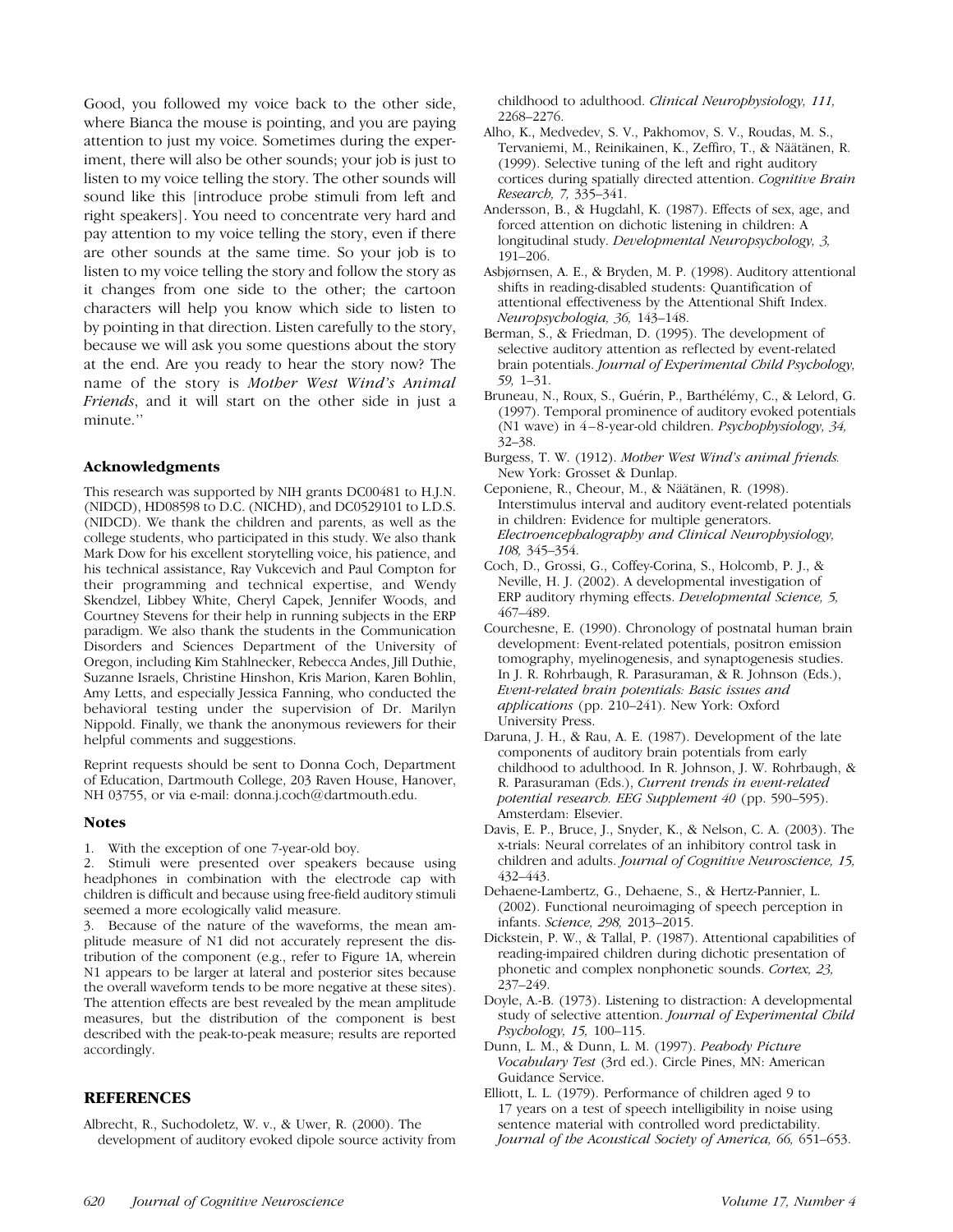Good, you followed my voice back to the other side, where Bianca the mouse is pointing, and you are paying attention to just my voice. Sometimes during the experiment, there will also be other sounds; your job is just to listen to my voice telling the story. The other sounds will sound like this [introduce probe stimuli from left and right speakers]. You need to concentrate very hard and pay attention to my voice telling the story, even if there are other sounds at the same time. So your job is to listen to my voice telling the story and follow the story as it changes from one side to the other; the cartoon characters will help you know which side to listen to by pointing in that direction. Listen carefully to the story, because we will ask you some questions about the story at the end. Are you ready to hear the story now? The name of the story is *Mother West Wind's Animal Friends*, and it will start on the other side in just a minute.''

### Acknowledgments

This research was supported by NIH grants DC00481 to H.J.N. (NIDCD), HD08598 to D.C. (NICHD), and DC0529101 to L.D.S. (NIDCD). We thank the children and parents, as well as the college students, who participated in this study. We also thank Mark Dow for his excellent storytelling voice, his patience, and his technical assistance, Ray Vukcevich and Paul Compton for their programming and technical expertise, and Wendy Skendzel, Libbey White, Cheryl Capek, Jennifer Woods, and Courtney Stevens for their help in running subjects in the ERP paradigm. We also thank the students in the Communication Disorders and Sciences Department of the University of Oregon, including Kim Stahlnecker, Rebecca Andes, Jill Duthie, Suzanne Israels, Christine Hinshon, Kris Marion, Karen Bohlin, Amy Letts, and especially Jessica Fanning, who conducted the behavioral testing under the supervision of Dr. Marilyn Nippold. Finally, we thank the anonymous reviewers for their helpful comments and suggestions.

Reprint requests should be sent to Donna Coch, Department of Education, Dartmouth College, 203 Raven House, Hanover, NH 03755, or via e-mail: donna.j.coch@dartmouth.edu.

### Notes

1. With the exception of one 7-year-old boy.
2. Stimuli were presented over speakers because using headphones in combination with the electrode cap with children is difficult and because using free-field auditory stimuli seemed a more ecologically valid measure.
3. Because of the nature of the waveforms, the mean amplitude measure of N1 did not accurately represent the distribution of the component (e.g., refer to Figure 1A, wherein N1 appears to be larger at lateral and posterior sites because the overall waveform tends to be more negative at these sites). The attention effects are best revealed by the mean amplitude measures, but the distribution of the component is best described with the peak-to-peak measure; results are reported accordingly.

## REFERENCES

Albrecht, R., Suchodoletz, W. v., & Uwer, R. (2000). The development of auditory evoked dipole source activity from childhood to adulthood. *Clinical Neurophysiology, 111,* 2268–2276.

Alho, K., Medvedev, S. V., Pakhomov, S. V., Roudas, M. S., Tervaniemi, M., Reinikainen, K., Zeffiro, T., & Näätänen, R. (1999). Selective tuning of the left and right auditory cortices during spatially directed attention. *Cognitive Brain Research, 7,* 335–341.

Andersson, B., & Hugdahl, K. (1987). Effects of sex, age, and forced attention on dichotic listening in children: A longitudinal study. *Developmental Neuropsychology, 3,* 191–206.

Asbjørnsen, A. E., & Bryden, M. P. (1998). Auditory attentional shifts in reading-disabled students: Quantification of attentional effectiveness by the Attentional Shift Index. *Neuropsychologia, 36,* 143–148.

Berman, S., & Friedman, D. (1995). The development of selective auditory attention as reflected by event-related brain potentials. *Journal of Experimental Child Psychology, 59,* 1–31.

Bruneau, N., Roux, S., Guérin, P., Barthélémy, C., & Lelord, G. (1997). Temporal prominence of auditory evoked potentials (N1 wave) in 4–8-year-old children. *Psychophysiology, 34,* 32–38.

Burgess, T. W. (1912). *Mother West Wind's animal friends.* New York: Grosset & Dunlap.

Ceponiene, R., Cheour, M., & Näätänen, R. (1998). Interstimulus interval and auditory event-related potentials in children: Evidence for multiple generators. *Electroencephalography and Clinical Neurophysiology, 108,* 345–354.

Coch, D., Grossi, G., Coffey-Corina, S., Holcomb, P. J., & Neville, H. J. (2002). A developmental investigation of ERP auditory rhyming effects. *Developmental Science, 5,* 467–489.

Courchesne, E. (1990). Chronology of postnatal human brain development: Event-related potentials, positron emission tomography, myelinogenesis, and synaptogenesis studies. In J. R. Rohrbaugh, R. Parasuraman, & R. Johnson (Eds.), *Event-related brain potentials: Basic issues and applications* (pp. 210–241). New York: Oxford University Press.

Daruna, J. H., & Rau, A. E. (1987). Development of the late components of auditory brain potentials from early childhood to adulthood. In R. Johnson, J. W. Rohrbaugh, & R. Parasuraman (Eds.), *Current trends in event-related potential research. EEG Supplement 40* (pp. 590–595). Amsterdam: Elsevier.

Davis, E. P., Bruce, J., Snyder, K., & Nelson, C. A. (2003). The x-trials: Neural correlates of an inhibitory control task in children and adults. *Journal of Cognitive Neuroscience, 15,* 432–443.

Dehaene-Lambertz, G., Dehaene, S., & Hertz-Pannier, L. (2002). Functional neuroimaging of speech perception in infants. *Science, 298,* 2013–2015.

Dickstein, P. W., & Tallal, P. (1987). Attentional capabilities of reading-impaired children during dichotic presentation of phonetic and complex nonphonetic sounds. *Cortex, 23,* 237–249.

Doyle, A.-B. (1973). Listening to distraction: A developmental study of selective attention. *Journal of Experimental Child Psychology, 15,* 100–115.

Dunn, L. M., & Dunn, L. M. (1997). *Peabody Picture Vocabulary Test* (3rd ed.). Circle Pines, MN: American Guidance Service.

Elliott, L. L. (1979). Performance of children aged 9 to 17 years on a test of speech intelligibility in noise using sentence material with controlled word predictability. *Journal of the Acoustical Society of America, 66,* 651–653.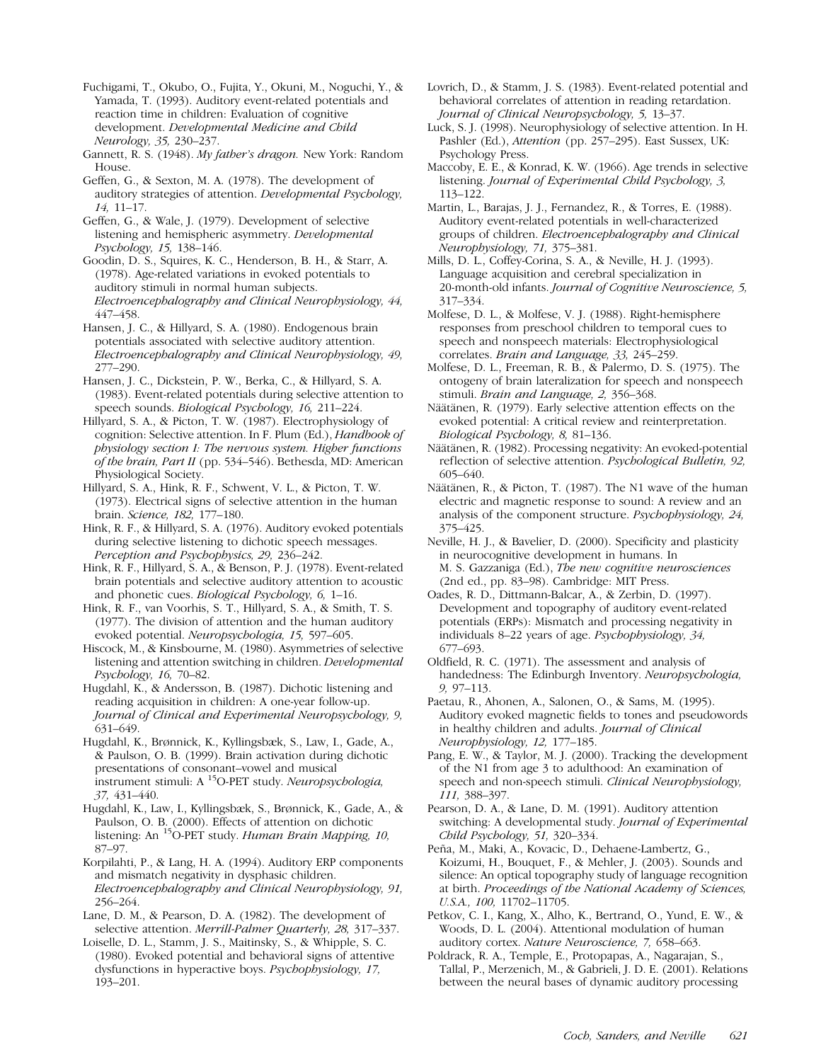Fuchigami, T., Okubo, O., Fujita, Y., Okuni, M., Noguchi, Y., & Yamada, T. (1993). Auditory event-related potentials and reaction time in children: Evaluation of cognitive development. *Developmental Medicine and Child Neurology, 35,* 230–237.

Gannett, R. S. (1948). *My father's dragon.* New York: Random House.

Geffen, G., & Sexton, M. A. (1978). The development of auditory strategies of attention. *Developmental Psychology, 14,* 11–17.

Geffen, G., & Wale, J. (1979). Development of selective listening and hemispheric asymmetry. *Developmental Psychology, 15,* 138–146.

Goodin, D. S., Squires, K. C., Henderson, B. H., & Starr, A. (1978). Age-related variations in evoked potentials to auditory stimuli in normal human subjects. *Electroencephalography and Clinical Neurophysiology, 44,* 447–458.

Hansen, J. C., & Hillyard, S. A. (1980). Endogenous brain potentials associated with selective auditory attention. *Electroencephalography and Clinical Neurophysiology, 49,* 277–290.

Hansen, J. C., Dickstein, P. W., Berka, C., & Hillyard, S. A. (1983). Event-related potentials during selective attention to speech sounds. *Biological Psychology, 16,* 211–224.

Hillyard, S. A., & Picton, T. W. (1987). Electrophysiology of cognition: Selective attention. In F. Plum (Ed.), *Handbook of physiology section I: The nervous system. Higher functions of the brain, Part II* (pp. 534–546). Bethesda, MD: American Physiological Society.

Hillyard, S. A., Hink, R. F., Schwent, V. L., & Picton, T. W. (1973). Electrical signs of selective attention in the human brain. *Science, 182,* 177–180.

Hink, R. F., & Hillyard, S. A. (1976). Auditory evoked potentials during selective listening to dichotic speech messages. *Perception and Psychophysics, 29,* 236–242.

Hink, R. F., Hillyard, S. A., & Benson, P. J. (1978). Event-related brain potentials and selective auditory attention to acoustic and phonetic cues. *Biological Psychology, 6,* 1–16.

Hink, R. F., van Voorhis, S. T., Hillyard, S. A., & Smith, T. S. (1977). The division of attention and the human auditory evoked potential. *Neuropsychologia, 15,* 597–605.

Hiscock, M., & Kinsbourne, M. (1980). Asymmetries of selective listening and attention switching in children. *Developmental Psychology, 16,* 70–82.

Hugdahl, K., & Andersson, B. (1987). Dichotic listening and reading acquisition in children: A one-year follow-up. *Journal of Clinical and Experimental Neuropsychology, 9,* 631–649.

Hugdahl, K., Brønnick, K., Kyllingsbæk, S., Law, I., Gade, A., & Paulson, O. B. (1999). Brain activation during dichotic presentations of consonant–vowel and musical instrument stimuli: A $^{15}$O-PET study. *Neuropsychologia, 37,* 431–440.

Hugdahl, K., Law, I., Kyllingsbæk, S., Brønnick, K., Gade, A., & Paulson, O. B. (2000). Effects of attention on dichotic listening: An $^{15}$O-PET study. *Human Brain Mapping, 10,* 87–97.

Korpilahti, P., & Lang, H. A. (1994). Auditory ERP components and mismatch negativity in dysphasic children. *Electroencephalography and Clinical Neurophysiology, 91,* 256–264.

Lane, D. M., & Pearson, D. A. (1982). The development of selective attention. *Merrill-Palmer Quarterly, 28,* 317–337.

Loiselle, D. L., Stamm, J. S., Maitinsky, S., & Whipple, S. C. (1980). Evoked potential and behavioral signs of attentive dysfunctions in hyperactive boys. *Psychophysiology, 17,* 193–201.

Lovrich, D., & Stamm, J. S. (1983). Event-related potential and behavioral correlates of attention in reading retardation. *Journal of Clinical Neuropsychology, 5,* 13–37.

Luck, S. J. (1998). Neurophysiology of selective attention. In H. Pashler (Ed.), *Attention* (pp. 257–295). East Sussex, UK: Psychology Press.

Maccoby, E. E., & Konrad, K. W. (1966). Age trends in selective listening. *Journal of Experimental Child Psychology, 3,* 113–122.

Martin, L., Barajas, J. J., Fernandez, R., & Torres, E. (1988). Auditory event-related potentials in well-characterized groups of children. *Electroencephalography and Clinical Neurophysiology, 71,* 375–381.

Mills, D. L., Coffey-Corina, S. A., & Neville, H. J. (1993). Language acquisition and cerebral specialization in 20-month-old infants. *Journal of Cognitive Neuroscience, 5,* 317–334.

Molfese, D. L., & Molfese, V. J. (1988). Right-hemisphere responses from preschool children to temporal cues to speech and nonspeech materials: Electrophysiological correlates. *Brain and Language, 33,* 245–259.

Molfese, D. L., Freeman, R. B., & Palermo, D. S. (1975). The ontogeny of brain lateralization for speech and nonspeech stimuli. *Brain and Language, 2,* 356–368.

Näätänen, R. (1979). Early selective attention effects on the evoked potential: A critical review and reinterpretation. *Biological Psychology, 8,* 81–136.

Näätänen, R. (1982). Processing negativity: An evoked-potential reflection of selective attention. *Psychological Bulletin, 92,* 605–640.

Näätänen, R., & Picton, T. (1987). The N1 wave of the human electric and magnetic response to sound: A review and an analysis of the component structure. *Psychophysiology, 24,* 375–425.

Neville, H. J., & Bavelier, D. (2000). Specificity and plasticity in neurocognitive development in humans. In M. S. Gazzaniga (Ed.), *The new cognitive neurosciences* (2nd ed., pp. 83–98). Cambridge: MIT Press.

Oades, R. D., Dittmann-Balcar, A., & Zerbin, D. (1997). Development and topography of auditory event-related potentials (ERPs): Mismatch and processing negativity in individuals 8–22 years of age. *Psychophysiology, 34,* 677–693.

Oldfield, R. C. (1971). The assessment and analysis of handedness: The Edinburgh Inventory. *Neuropsychologia, 9,* 97–113.

Paetau, R., Ahonen, A., Salonen, O., & Sams, M. (1995). Auditory evoked magnetic fields to tones and pseudowords in healthy children and adults. *Journal of Clinical Neurophysiology, 12,* 177–185.

Pang, E. W., & Taylor, M. J. (2000). Tracking the development of the N1 from age 3 to adulthood: An examination of speech and non-speech stimuli. *Clinical Neurophysiology, 111,* 388–397.

Pearson, D. A., & Lane, D. M. (1991). Auditory attention switching: A developmental study. *Journal of Experimental Child Psychology, 51,* 320–334.

Peña, M., Maki, A., Kovacic, D., Dehaene-Lambertz, G., Koizumi, H., Bouquet, F., & Mehler, J. (2003). Sounds and silence: An optical topography study of language recognition at birth. *Proceedings of the National Academy of Sciences, U.S.A., 100,* 11702–11705.

Petkov, C. I., Kang, X., Alho, K., Bertrand, O., Yund, E. W., & Woods, D. L. (2004). Attentional modulation of human auditory cortex. *Nature Neuroscience, 7,* 658–663.

Poldrack, R. A., Temple, E., Protopapas, A., Nagarajan, S., Tallal, P., Merzenich, M., & Gabrieli, J. D. E. (2001). Relations between the neural bases of dynamic auditory processing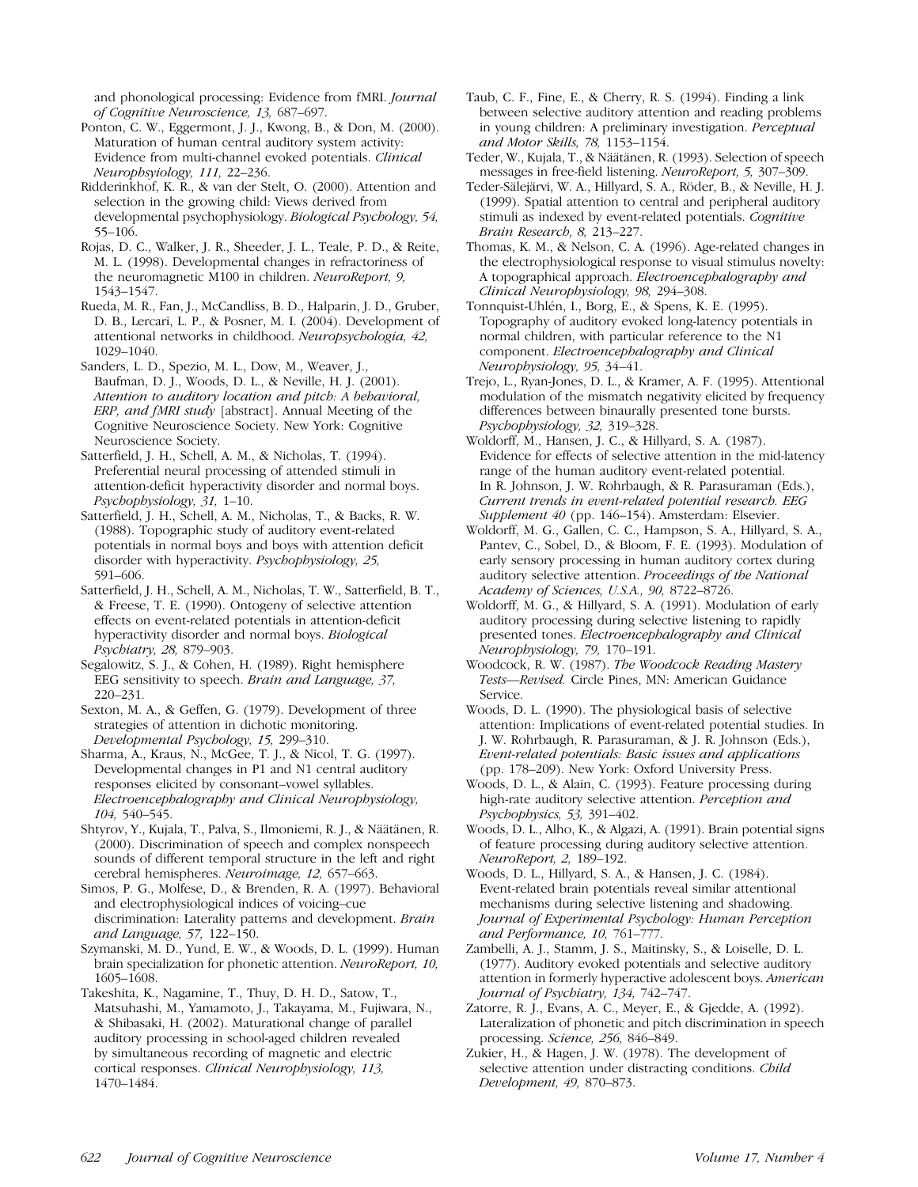and phonological processing: Evidence from fMRI. *Journal of Cognitive Neuroscience, 13,* 687–697.

Ponton, C. W., Eggermont, J. J., Kwong, B., & Don, M. (2000). Maturation of human central auditory system activity: Evidence from multi-channel evoked potentials. *Clinical Neurophsyiology, 111,* 22–236.

Ridderinkhof, K. R., & van der Stelt, O. (2000). Attention and selection in the growing child: Views derived from developmental psychophysiology. *Biological Psychology, 54,* 55–106.

Rojas, D. C., Walker, J. R., Sheeder, J. L., Teale, P. D., & Reite, M. L. (1998). Developmental changes in refractoriness of the neuromagnetic M100 in children. *NeuroReport, 9,* 1543–1547.

Rueda, M. R., Fan, J., McCandliss, B. D., Halparin, J. D., Gruber, D. B., Lercari, L. P., & Posner, M. I. (2004). Development of attentional networks in childhood. *Neuropsychologia, 42,* 1029–1040.

Sanders, L. D., Spezio, M. L., Dow, M., Weaver, J., Baufman, D. J., Woods, D. L., & Neville, H. J. (2001). *Attention to auditory location and pitch: A behavioral, ERP, and fMRI study* [abstract]. Annual Meeting of the Cognitive Neuroscience Society. New York: Cognitive Neuroscience Society.

Satterfield, J. H., Schell, A. M., & Nicholas, T. (1994). Preferential neural processing of attended stimuli in attention-deficit hyperactivity disorder and normal boys. *Psychophysiology, 31,* 1–10.

Satterfield, J. H., Schell, A. M., Nicholas, T., & Backs, R. W. (1988). Topographic study of auditory event-related potentials in normal boys and boys with attention deficit disorder with hyperactivity. *Psychophysiology, 25,* 591–606.

Satterfield, J. H., Schell, A. M., Nicholas, T. W., Satterfield, B. T., & Freese, T. E. (1990). Ontogeny of selective attention effects on event-related potentials in attention-deficit hyperactivity disorder and normal boys. *Biological Psychiatry, 28,* 879–903.

Segalowitz, S. J., & Cohen, H. (1989). Right hemisphere EEG sensitivity to speech. *Brain and Language, 37,* 220–231.

Sexton, M. A., & Geffen, G. (1979). Development of three strategies of attention in dichotic monitoring. *Developmental Psychology, 15,* 299–310.

Sharma, A., Kraus, N., McGee, T. J., & Nicol, T. G. (1997). Developmental changes in P1 and N1 central auditory responses elicited by consonant–vowel syllables. *Electroencephalography and Clinical Neurophysiology, 104,* 540–545.

Shtyrov, Y., Kujala, T., Palva, S., Ilmoniemi, R. J., & Näätänen, R. (2000). Discrimination of speech and complex nonspeech sounds of different temporal structure in the left and right cerebral hemispheres. *Neuroimage, 12,* 657–663.

Simos, P. G., Molfese, D., & Brenden, R. A. (1997). Behavioral and electrophysiological indices of voicing–cue discrimination: Laterality patterns and development. *Brain and Language, 57,* 122–150.

Szymanski, M. D., Yund, E. W., & Woods, D. L. (1999). Human brain specialization for phonetic attention. *NeuroReport, 10,* 1605–1608.

Takeshita, K., Nagamine, T., Thuy, D. H. D., Satow, T., Matsuhashi, M., Yamamoto, J., Takayama, M., Fujiwara, N., & Shibasaki, H. (2002). Maturational change of parallel auditory processing in school-aged children revealed by simultaneous recording of magnetic and electric cortical responses. *Clinical Neurophysiology, 113,* 1470–1484.

Taub, C. F., Fine, E., & Cherry, R. S. (1994). Finding a link between selective auditory attention and reading problems in young children: A preliminary investigation. *Perceptual and Motor Skills, 78,* 1153–1154.

Teder, W., Kujala, T., & Näätänen, R. (1993). Selection of speech messages in free-field listening. *NeuroReport, 5,* 307–309.

Teder-Sälejärvi, W. A., Hillyard, S. A., Röder, B., & Neville, H. J. (1999). Spatial attention to central and peripheral auditory stimuli as indexed by event-related potentials. *Cognitive Brain Research, 8,* 213–227.

Thomas, K. M., & Nelson, C. A. (1996). Age-related changes in the electrophysiological response to visual stimulus novelty: A topographical approach. *Electroencephalography and Clinical Neurophysiology, 98,* 294–308.

Tonnquist-Uhlén, I., Borg, E., & Spens, K. E. (1995). Topography of auditory evoked long-latency potentials in normal children, with particular reference to the N1 component. *Electroencephalography and Clinical Neurophysiology, 95,* 34–41.

Trejo, L., Ryan-Jones, D. L., & Kramer, A. F. (1995). Attentional modulation of the mismatch negativity elicited by frequency differences between binaurally presented tone bursts. *Psychophysiology, 32,* 319–328.

Woldorff, M., Hansen, J. C., & Hillyard, S. A. (1987). Evidence for effects of selective attention in the mid-latency range of the human auditory event-related potential. In R. Johnson, J. W. Rohrbaugh, & R. Parasuraman (Eds.), *Current trends in event-related potential research. EEG Supplement 40* (pp. 146–154). Amsterdam: Elsevier.

Woldorff, M. G., Gallen, C. C., Hampson, S. A., Hillyard, S. A., Pantev, C., Sobel, D., & Bloom, F. E. (1993). Modulation of early sensory processing in human auditory cortex during auditory selective attention. *Proceedings of the National Academy of Sciences, U.S.A., 90,* 8722–8726.

Woldorff, M. G., & Hillyard, S. A. (1991). Modulation of early auditory processing during selective listening to rapidly presented tones. *Electroencephalography and Clinical Neurophysiology, 79,* 170–191.

Woodcock, R. W. (1987). *The Woodcock Reading Mastery Tests—Revised.* Circle Pines, MN: American Guidance Service.

Woods, D. L. (1990). The physiological basis of selective attention: Implications of event-related potential studies. In J. W. Rohrbaugh, R. Parasuraman, & J. R. Johnson (Eds.), *Event-related potentials: Basic issues and applications* (pp. 178–209). New York: Oxford University Press.

Woods, D. L., & Alain, C. (1993). Feature processing during high-rate auditory selective attention. *Perception and Psychophysics, 53,* 391–402.

Woods, D. L., Alho, K., & Algazi, A. (1991). Brain potential signs of feature processing during auditory selective attention. *NeuroReport, 2,* 189–192.

Woods, D. L., Hillyard, S. A., & Hansen, J. C. (1984). Event-related brain potentials reveal similar attentional mechanisms during selective listening and shadowing. *Journal of Experimental Psychology: Human Perception and Performance, 10,* 761–777.

Zambelli, A. J., Stamm, J. S., Maitinsky, S., & Loiselle, D. L. (1977). Auditory evoked potentials and selective auditory attention in formerly hyperactive adolescent boys. *American Journal of Psychiatry, 134,* 742–747.

Zatorre, R. J., Evans, A. C., Meyer, E., & Gjedde, A. (1992). Lateralization of phonetic and pitch discrimination in speech processing. *Science, 256,* 846–849.

Zukier, H., & Hagen, J. W. (1978). The development of selective attention under distracting conditions. *Child Development, 49,* 870–873.